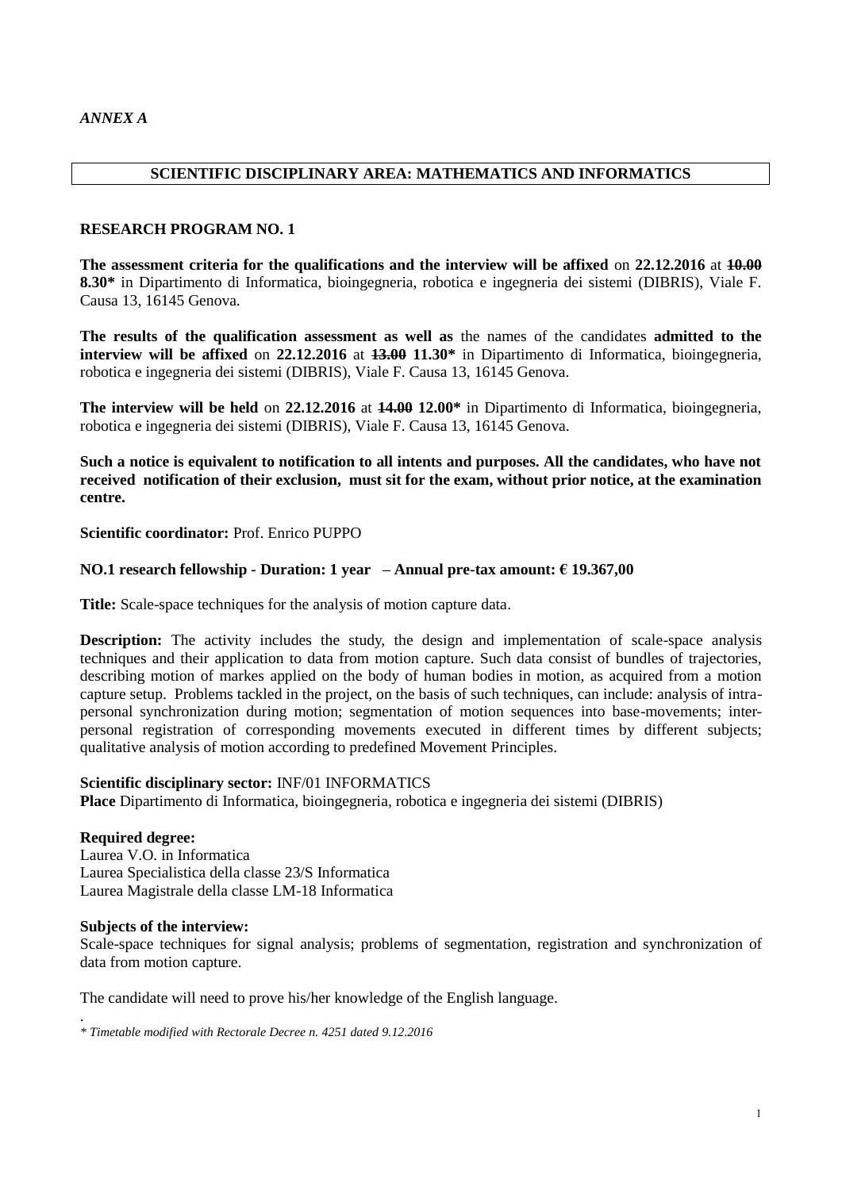*ANNEX A*

## SCIENTIFIC DISCIPLINARY AREA: MATHEMATICS AND INFORMATICS

### RESEARCH PROGRAM NO. 1

**The assessment criteria for the qualifications and the interview will be affixed** on **22.12.2016** at ~~**10.00**~~ **8.30*** in Dipartimento di Informatica, bioingegneria, robotica e ingegneria dei sistemi (DIBRIS), Viale F. Causa 13, 16145 Genova.

**The results of the qualification assessment as well as** the names of the candidates **admitted to the interview will be affixed** on **22.12.2016** at ~~**13.00**~~ **11.30*** in Dipartimento di Informatica, bioingegneria, robotica e ingegneria dei sistemi (DIBRIS), Viale F. Causa 13, 16145 Genova.

**The interview will be held** on **22.12.2016** at ~~**14.00**~~ **12.00*** in Dipartimento di Informatica, bioingegneria, robotica e ingegneria dei sistemi (DIBRIS), Viale F. Causa 13, 16145 Genova.

**Such a notice is equivalent to notification to all intents and purposes. All the candidates, who have not received notification of their exclusion, must sit for the exam, without prior notice, at the examination centre.**

**Scientific coordinator:** Prof. Enrico PUPPO

**NO.1 research fellowship - Duration: 1 year – Annual pre-tax amount: € 19.367,00**

**Title:** Scale-space techniques for the analysis of motion capture data.

**Description:** The activity includes the study, the design and implementation of scale-space analysis techniques and their application to data from motion capture. Such data consist of bundles of trajectories, describing motion of markes applied on the body of human bodies in motion, as acquired from a motion capture setup. Problems tackled in the project, on the basis of such techniques, can include: analysis of intra-personal synchronization during motion; segmentation of motion sequences into base-movements; inter-personal registration of corresponding movements executed in different times by different subjects; qualitative analysis of motion according to predefined Movement Principles.

**Scientific disciplinary sector:** INF/01 INFORMATICS
**Place** Dipartimento di Informatica, bioingegneria, robotica e ingegneria dei sistemi (DIBRIS)

**Required degree:**
Laurea V.O. in Informatica
Laurea Specialistica della classe 23/S Informatica
Laurea Magistrale della classe LM-18 Informatica

**Subjects of the interview:**
Scale-space techniques for signal analysis; problems of segmentation, registration and synchronization of data from motion capture.

The candidate will need to prove his/her knowledge of the English language.

.
*\* Timetable modified with Rectorale Decree n. 4251 dated 9.12.2016*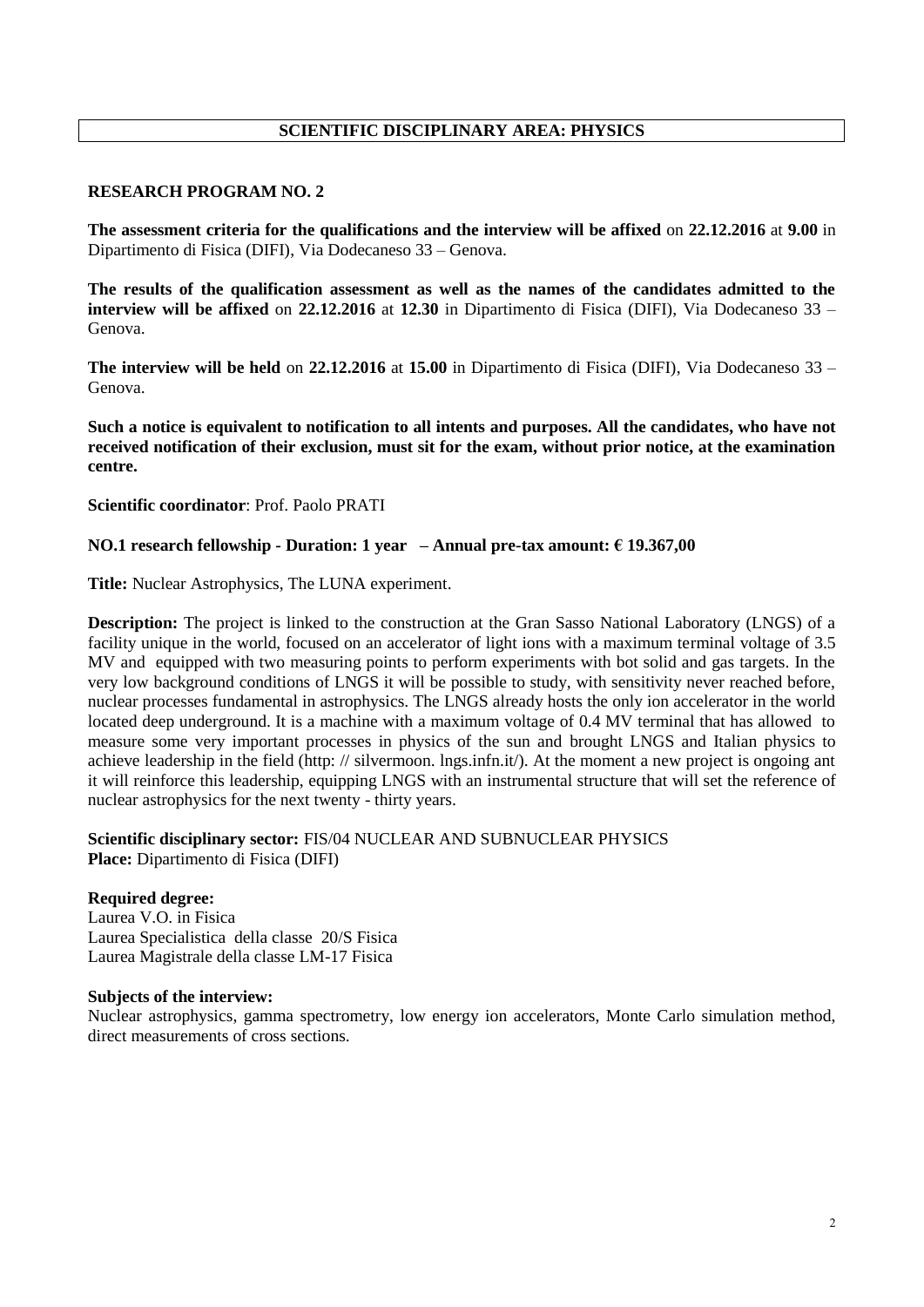## SCIENTIFIC DISCIPLINARY AREA: PHYSICS

### RESEARCH PROGRAM NO. 2

**The assessment criteria for the qualifications and the interview will be affixed** on **22.12.2016** at **9.00** in Dipartimento di Fisica (DIFI), Via Dodecaneso 33 – Genova.

**The results of the qualification assessment as well as the names of the candidates admitted to the interview will be affixed** on **22.12.2016** at **12.30** in Dipartimento di Fisica (DIFI), Via Dodecaneso 33 – Genova.

**The interview will be held** on **22.12.2016** at **15.00** in Dipartimento di Fisica (DIFI), Via Dodecaneso 33 – Genova.

**Such a notice is equivalent to notification to all intents and purposes. All the candidates, who have not received notification of their exclusion, must sit for the exam, without prior notice, at the examination centre.**

**Scientific coordinator**: Prof. Paolo PRATI

**NO.1 research fellowship - Duration: 1 year – Annual pre-tax amount: € 19.367,00**

**Title:** Nuclear Astrophysics, The LUNA experiment.

**Description:** The project is linked to the construction at the Gran Sasso National Laboratory (LNGS) of a facility unique in the world, focused on an accelerator of light ions with a maximum terminal voltage of 3.5 MV and equipped with two measuring points to perform experiments with bot solid and gas targets. In the very low background conditions of LNGS it will be possible to study, with sensitivity never reached before, nuclear processes fundamental in astrophysics. The LNGS already hosts the only ion accelerator in the world located deep underground. It is a machine with a maximum voltage of 0.4 MV terminal that has allowed to measure some very important processes in physics of the sun and brought LNGS and Italian physics to achieve leadership in the field (http: // silvermoon. lngs.infn.it/). At the moment a new project is ongoing ant it will reinforce this leadership, equipping LNGS with an instrumental structure that will set the reference of nuclear astrophysics for the next twenty - thirty years.

**Scientific disciplinary sector:** FIS/04 NUCLEAR AND SUBNUCLEAR PHYSICS
**Place:** Dipartimento di Fisica (DIFI)

**Required degree:**
Laurea V.O. in Fisica
Laurea Specialistica della classe 20/S Fisica
Laurea Magistrale della classe LM-17 Fisica

**Subjects of the interview:**
Nuclear astrophysics, gamma spectrometry, low energy ion accelerators, Monte Carlo simulation method, direct measurements of cross sections.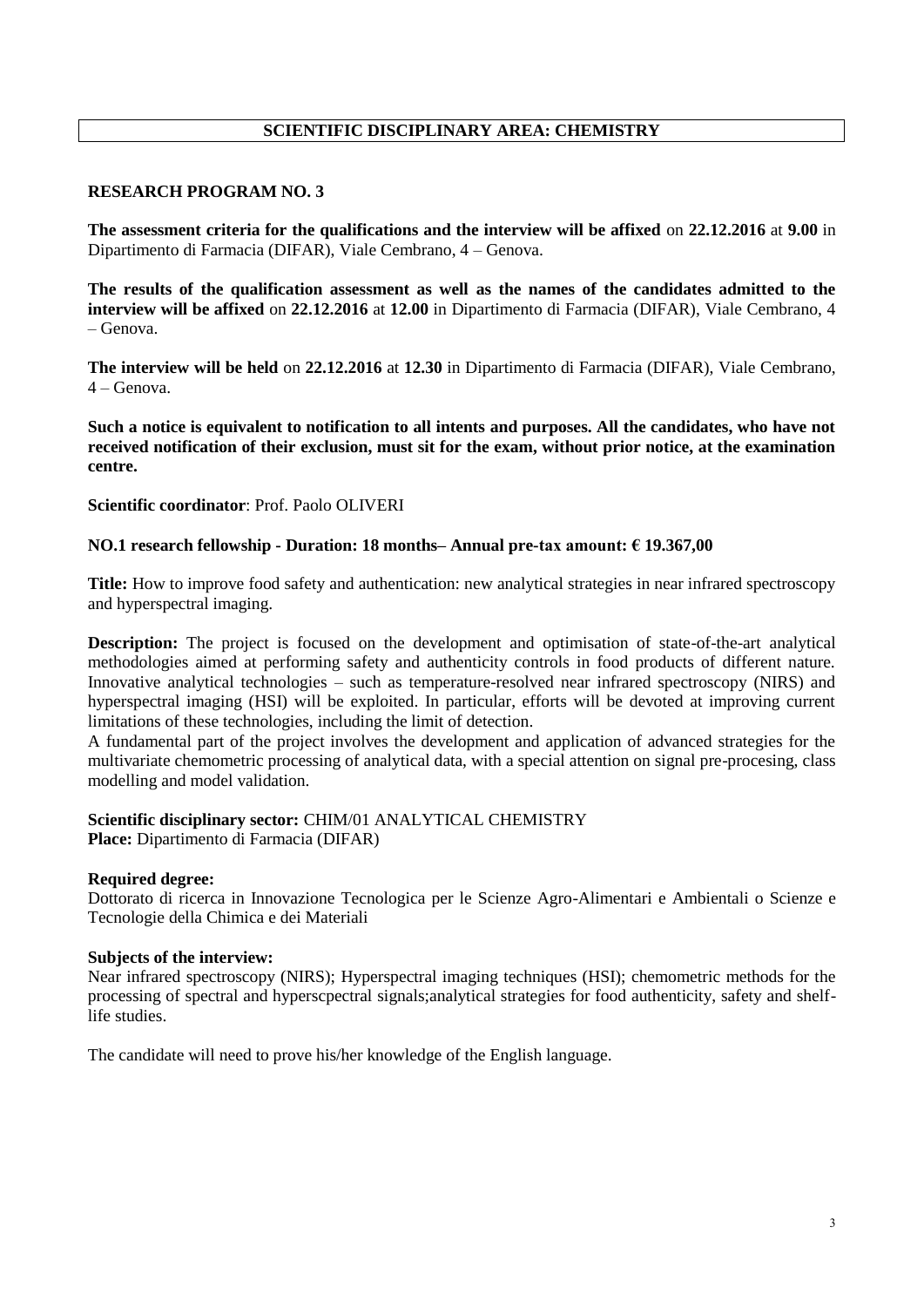## SCIENTIFIC DISCIPLINARY AREA: CHEMISTRY

### RESEARCH PROGRAM NO. 3

**The assessment criteria for the qualifications and the interview will be affixed** on **22.12.2016** at **9.00** in Dipartimento di Farmacia (DIFAR), Viale Cembrano, 4 – Genova.

**The results of the qualification assessment as well as the names of the candidates admitted to the interview will be affixed** on **22.12.2016** at **12.00** in Dipartimento di Farmacia (DIFAR), Viale Cembrano, 4 – Genova.

**The interview will be held** on **22.12.2016** at **12.30** in Dipartimento di Farmacia (DIFAR), Viale Cembrano, 4 – Genova.

**Such a notice is equivalent to notification to all intents and purposes. All the candidates, who have not received notification of their exclusion, must sit for the exam, without prior notice, at the examination centre.**

**Scientific coordinator**: Prof. Paolo OLIVERI

**NO.1 research fellowship - Duration: 18 months– Annual pre-tax amount: € 19.367,00**

**Title:** How to improve food safety and authentication: new analytical strategies in near infrared spectroscopy and hyperspectral imaging.

**Description:** The project is focused on the development and optimisation of state-of-the-art analytical methodologies aimed at performing safety and authenticity controls in food products of different nature. Innovative analytical technologies – such as temperature-resolved near infrared spectroscopy (NIRS) and hyperspectral imaging (HSI) will be exploited. In particular, efforts will be devoted at improving current limitations of these technologies, including the limit of detection.
A fundamental part of the project involves the development and application of advanced strategies for the multivariate chemometric processing of analytical data, with a special attention on signal pre-procesing, class modelling and model validation.

**Scientific disciplinary sector:** CHIM/01 ANALYTICAL CHEMISTRY
**Place:** Dipartimento di Farmacia (DIFAR)

**Required degree:**
Dottorato di ricerca in Innovazione Tecnologica per le Scienze Agro-Alimentari e Ambientali o Scienze e Tecnologie della Chimica e dei Materiali

**Subjects of the interview:**
Near infrared spectroscopy (NIRS); Hyperspectral imaging techniques (HSI); chemometric methods for the processing of spectral and hyperscpectral signals;analytical strategies for food authenticity, safety and shelf-life studies.

The candidate will need to prove his/her knowledge of the English language.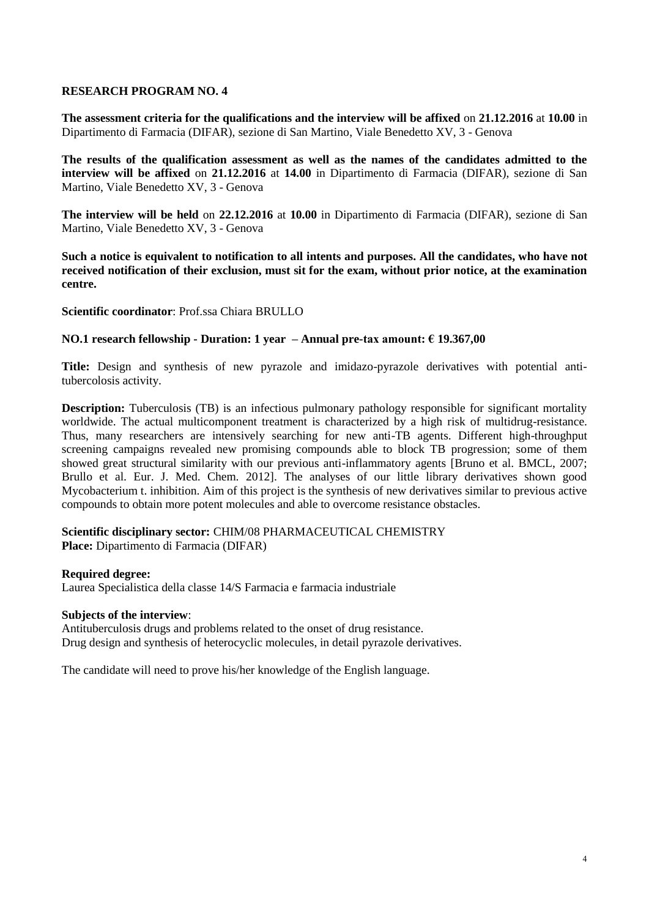## RESEARCH PROGRAM NO. 4

**The assessment criteria for the qualifications and the interview will be affixed** on **21.12.2016** at **10.00** in Dipartimento di Farmacia (DIFAR), sezione di San Martino, Viale Benedetto XV, 3 - Genova

**The results of the qualification assessment as well as the names of the candidates admitted to the interview will be affixed** on **21.12.2016** at **14.00** in Dipartimento di Farmacia (DIFAR), sezione di San Martino, Viale Benedetto XV, 3 - Genova

**The interview will be held** on **22.12.2016** at **10.00** in Dipartimento di Farmacia (DIFAR), sezione di San Martino, Viale Benedetto XV, 3 - Genova

**Such a notice is equivalent to notification to all intents and purposes. All the candidates, who have not received notification of their exclusion, must sit for the exam, without prior notice, at the examination centre.**

**Scientific coordinator**: Prof.ssa Chiara BRULLO

**NO.1 research fellowship - Duration: 1 year – Annual pre-tax amount: € 19.367,00**

**Title:** Design and synthesis of new pyrazole and imidazo-pyrazole derivatives with potential anti-tubercolosis activity.

**Description:** Tuberculosis (TB) is an infectious pulmonary pathology responsible for significant mortality worldwide. The actual multicomponent treatment is characterized by a high risk of multidrug-resistance. Thus, many researchers are intensively searching for new anti-TB agents. Different high-throughput screening campaigns revealed new promising compounds able to block TB progression; some of them showed great structural similarity with our previous anti-inflammatory agents [Bruno et al. BMCL, 2007; Brullo et al. Eur. J. Med. Chem. 2012]. The analyses of our little library derivatives shown good Mycobacterium t. inhibition. Aim of this project is the synthesis of new derivatives similar to previous active compounds to obtain more potent molecules and able to overcome resistance obstacles.

**Scientific disciplinary sector:** CHIM/08 PHARMACEUTICAL CHEMISTRY
**Place:** Dipartimento di Farmacia (DIFAR)

**Required degree:**
Laurea Specialistica della classe 14/S Farmacia e farmacia industriale

**Subjects of the interview**:
Antituberculosis drugs and problems related to the onset of drug resistance.
Drug design and synthesis of heterocyclic molecules, in detail pyrazole derivatives.

The candidate will need to prove his/her knowledge of the English language.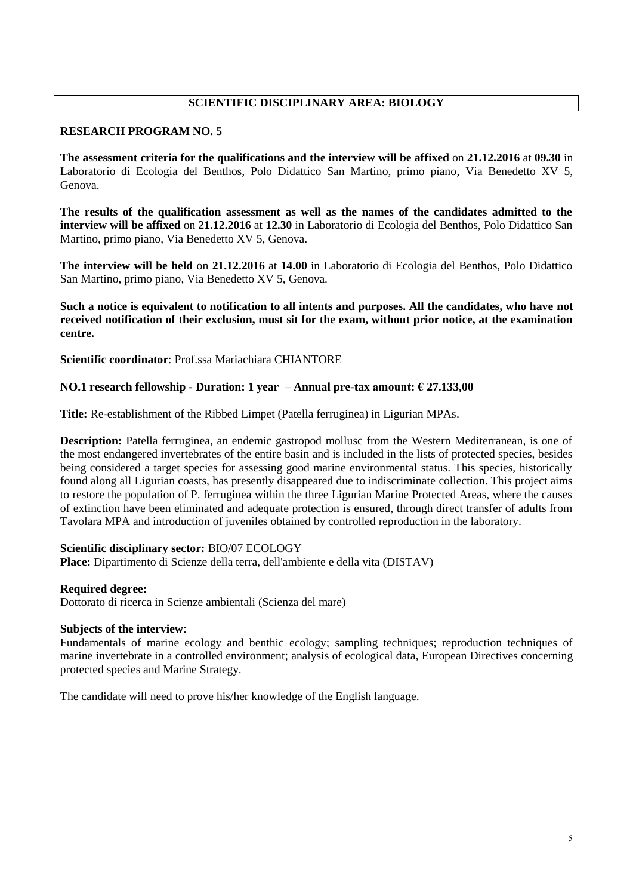## SCIENTIFIC DISCIPLINARY AREA: BIOLOGY

### RESEARCH PROGRAM NO. 5

**The assessment criteria for the qualifications and the interview will be affixed** on **21.12.2016** at **09.30** in Laboratorio di Ecologia del Benthos, Polo Didattico San Martino, primo piano, Via Benedetto XV 5, Genova.

**The results of the qualification assessment as well as the names of the candidates admitted to the interview will be affixed** on **21.12.2016** at **12.30** in Laboratorio di Ecologia del Benthos, Polo Didattico San Martino, primo piano, Via Benedetto XV 5, Genova.

**The interview will be held** on **21.12.2016** at **14.00** in Laboratorio di Ecologia del Benthos, Polo Didattico San Martino, primo piano, Via Benedetto XV 5, Genova.

**Such a notice is equivalent to notification to all intents and purposes. All the candidates, who have not received notification of their exclusion, must sit for the exam, without prior notice, at the examination centre.**

**Scientific coordinator**: Prof.ssa Mariachiara CHIANTORE

**NO.1 research fellowship - Duration: 1 year – Annual pre-tax amount: € 27.133,00**

**Title:** Re-establishment of the Ribbed Limpet (Patella ferruginea) in Ligurian MPAs.

**Description:** Patella ferruginea, an endemic gastropod mollusc from the Western Mediterranean, is one of the most endangered invertebrates of the entire basin and is included in the lists of protected species, besides being considered a target species for assessing good marine environmental status. This species, historically found along all Ligurian coasts, has presently disappeared due to indiscriminate collection. This project aims to restore the population of P. ferruginea within the three Ligurian Marine Protected Areas, where the causes of extinction have been eliminated and adequate protection is ensured, through direct transfer of adults from Tavolara MPA and introduction of juveniles obtained by controlled reproduction in the laboratory.

**Scientific disciplinary sector:** BIO/07 ECOLOGY
**Place:** Dipartimento di Scienze della terra, dell'ambiente e della vita (DISTAV)

**Required degree:**
Dottorato di ricerca in Scienze ambientali (Scienza del mare)

**Subjects of the interview**:
Fundamentals of marine ecology and benthic ecology; sampling techniques; reproduction techniques of marine invertebrate in a controlled environment; analysis of ecological data, European Directives concerning protected species and Marine Strategy.

The candidate will need to prove his/her knowledge of the English language.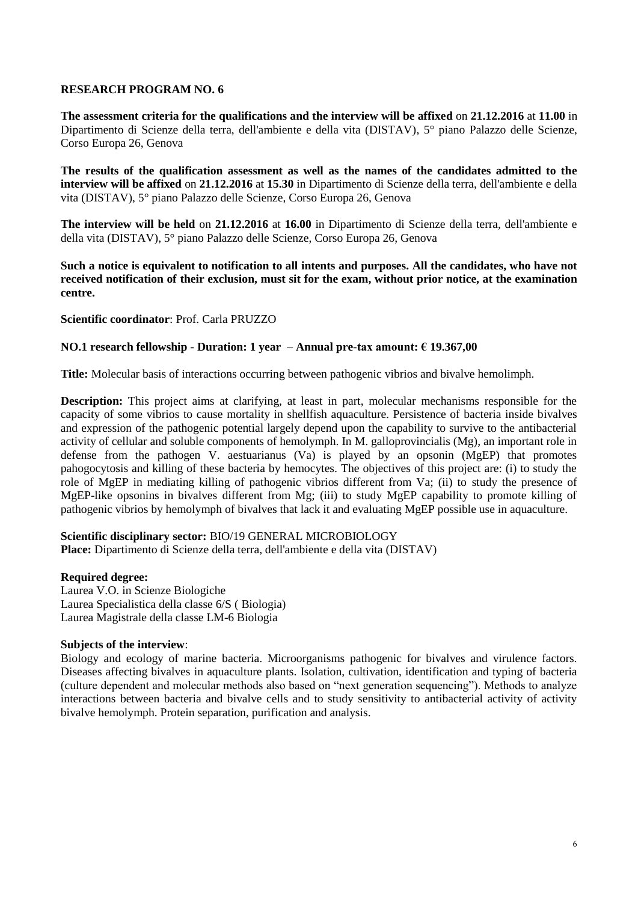## RESEARCH PROGRAM NO. 6

**The assessment criteria for the qualifications and the interview will be affixed** on **21.12.2016** at **11.00** in Dipartimento di Scienze della terra, dell'ambiente e della vita (DISTAV), 5° piano Palazzo delle Scienze, Corso Europa 26, Genova

**The results of the qualification assessment as well as the names of the candidates admitted to the interview will be affixed** on **21.12.2016** at **15.30** in Dipartimento di Scienze della terra, dell'ambiente e della vita (DISTAV), 5° piano Palazzo delle Scienze, Corso Europa 26, Genova

**The interview will be held** on **21.12.2016** at **16.00** in Dipartimento di Scienze della terra, dell'ambiente e della vita (DISTAV), 5° piano Palazzo delle Scienze, Corso Europa 26, Genova

**Such a notice is equivalent to notification to all intents and purposes. All the candidates, who have not received notification of their exclusion, must sit for the exam, without prior notice, at the examination centre.**

**Scientific coordinator**: Prof. Carla PRUZZO

**NO.1 research fellowship - Duration: 1 year – Annual pre-tax amount: € 19.367,00**

**Title:** Molecular basis of interactions occurring between pathogenic vibrios and bivalve hemolimph.

**Description:** This project aims at clarifying, at least in part, molecular mechanisms responsible for the capacity of some vibrios to cause mortality in shellfish aquaculture. Persistence of bacteria inside bivalves and expression of the pathogenic potential largely depend upon the capability to survive to the antibacterial activity of cellular and soluble components of hemolymph. In M. galloprovincialis (Mg), an important role in defense from the pathogen V. aestuarianus (Va) is played by an opsonin (MgEP) that promotes pahogocytosis and killing of these bacteria by hemocytes. The objectives of this project are: (i) to study the role of MgEP in mediating killing of pathogenic vibrios different from Va; (ii) to study the presence of MgEP-like opsonins in bivalves different from Mg; (iii) to study MgEP capability to promote killing of pathogenic vibrios by hemolymph of bivalves that lack it and evaluating MgEP possible use in aquaculture.

**Scientific disciplinary sector:** BIO/19 GENERAL MICROBIOLOGY
**Place:** Dipartimento di Scienze della terra, dell'ambiente e della vita (DISTAV)

**Required degree:**
Laurea V.O. in Scienze Biologiche
Laurea Specialistica della classe 6/S ( Biologia)
Laurea Magistrale della classe LM-6 Biologia

**Subjects of the interview**:
Biology and ecology of marine bacteria. Microorganisms pathogenic for bivalves and virulence factors. Diseases affecting bivalves in aquaculture plants. Isolation, cultivation, identification and typing of bacteria (culture dependent and molecular methods also based on "next generation sequencing"). Methods to analyze interactions between bacteria and bivalve cells and to study sensitivity to antibacterial activity of activity bivalve hemolymph. Protein separation, purification and analysis.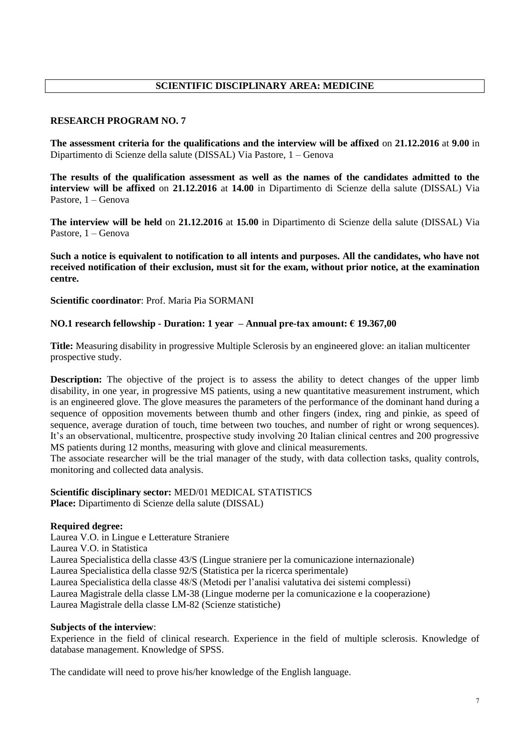## SCIENTIFIC DISCIPLINARY AREA: MEDICINE

### RESEARCH PROGRAM NO. 7

**The assessment criteria for the qualifications and the interview will be affixed** on **21.12.2016** at **9.00** in Dipartimento di Scienze della salute (DISSAL) Via Pastore, 1 – Genova

**The results of the qualification assessment as well as the names of the candidates admitted to the interview will be affixed** on **21.12.2016** at **14.00** in Dipartimento di Scienze della salute (DISSAL) Via Pastore, 1 – Genova

**The interview will be held** on **21.12.2016** at **15.00** in Dipartimento di Scienze della salute (DISSAL) Via Pastore, 1 – Genova

**Such a notice is equivalent to notification to all intents and purposes. All the candidates, who have not received notification of their exclusion, must sit for the exam, without prior notice, at the examination centre.**

**Scientific coordinator**: Prof. Maria Pia SORMANI

**NO.1 research fellowship - Duration: 1 year – Annual pre-tax amount: € 19.367,00**

**Title:** Measuring disability in progressive Multiple Sclerosis by an engineered glove: an italian multicenter prospective study.

**Description:** The objective of the project is to assess the ability to detect changes of the upper limb disability, in one year, in progressive MS patients, using a new quantitative measurement instrument, which is an engineered glove. The glove measures the parameters of the performance of the dominant hand during a sequence of opposition movements between thumb and other fingers (index, ring and pinkie, as speed of sequence, average duration of touch, time between two touches, and number of right or wrong sequences). It's an observational, multicentre, prospective study involving 20 Italian clinical centres and 200 progressive MS patients during 12 months, measuring with glove and clinical measurements.
The associate researcher will be the trial manager of the study, with data collection tasks, quality controls, monitoring and collected data analysis.

**Scientific disciplinary sector:** MED/01 MEDICAL STATISTICS
**Place:** Dipartimento di Scienze della salute (DISSAL)

**Required degree:**
Laurea V.O. in Lingue e Letterature Straniere
Laurea V.O. in Statistica
Laurea Specialistica della classe 43/S (Lingue straniere per la comunicazione internazionale)
Laurea Specialistica della classe 92/S (Statistica per la ricerca sperimentale)
Laurea Specialistica della classe 48/S (Metodi per l'analisi valutativa dei sistemi complessi)
Laurea Magistrale della classe LM-38 (Lingue moderne per la comunicazione e la cooperazione)
Laurea Magistrale della classe LM-82 (Scienze statistiche)

**Subjects of the interview**:
Experience in the field of clinical research. Experience in the field of multiple sclerosis. Knowledge of database management. Knowledge of SPSS.

The candidate will need to prove his/her knowledge of the English language.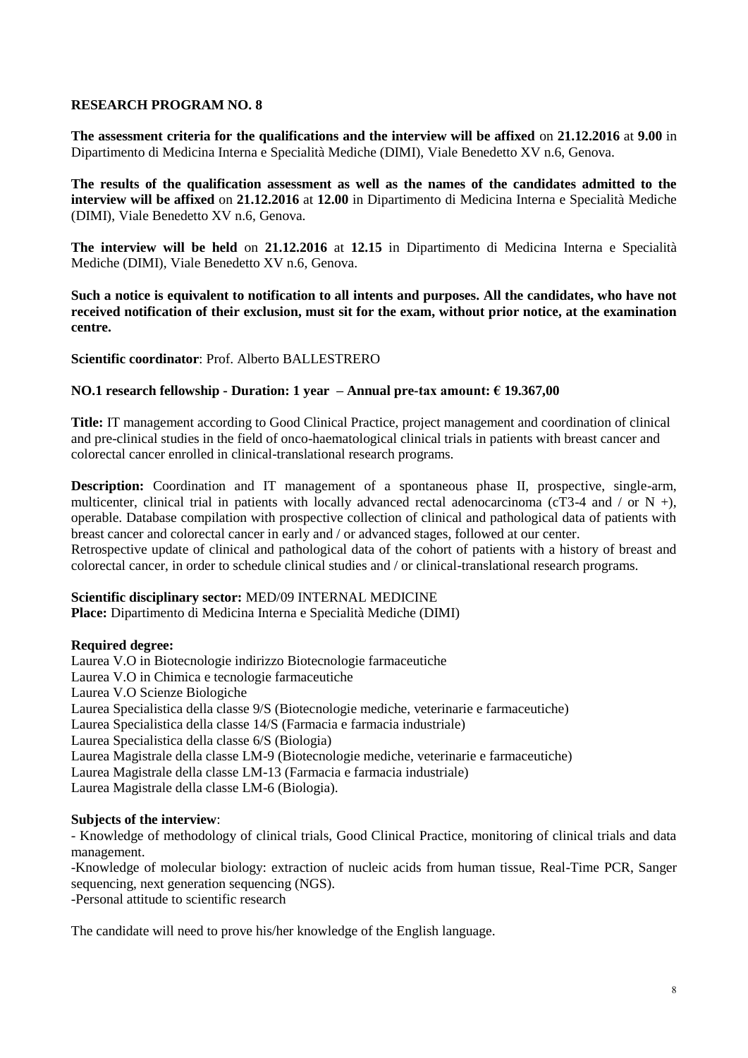## RESEARCH PROGRAM NO. 8

**The assessment criteria for the qualifications and the interview will be affixed** on **21.12.2016** at **9.00** in Dipartimento di Medicina Interna e Specialità Mediche (DIMI), Viale Benedetto XV n.6, Genova.

**The results of the qualification assessment as well as the names of the candidates admitted to the interview will be affixed** on **21.12.2016** at **12.00** in Dipartimento di Medicina Interna e Specialità Mediche (DIMI), Viale Benedetto XV n.6, Genova.

**The interview will be held** on **21.12.2016** at **12.15** in Dipartimento di Medicina Interna e Specialità Mediche (DIMI), Viale Benedetto XV n.6, Genova.

**Such a notice is equivalent to notification to all intents and purposes. All the candidates, who have not received notification of their exclusion, must sit for the exam, without prior notice, at the examination centre.**

**Scientific coordinator**: Prof. Alberto BALLESTRERO

**NO.1 research fellowship - Duration: 1 year – Annual pre-tax amount: € 19.367,00**

**Title:** IT management according to Good Clinical Practice, project management and coordination of clinical and pre-clinical studies in the field of onco-haematological clinical trials in patients with breast cancer and colorectal cancer enrolled in clinical-translational research programs.

**Description:** Coordination and IT management of a spontaneous phase II, prospective, single-arm, multicenter, clinical trial in patients with locally advanced rectal adenocarcinoma (cT3-4 and / or N +), operable. Database compilation with prospective collection of clinical and pathological data of patients with breast cancer and colorectal cancer in early and / or advanced stages, followed at our center.
Retrospective update of clinical and pathological data of the cohort of patients with a history of breast and colorectal cancer, in order to schedule clinical studies and / or clinical-translational research programs.

**Scientific disciplinary sector:** MED/09 INTERNAL MEDICINE
**Place:** Dipartimento di Medicina Interna e Specialità Mediche (DIMI)

**Required degree:**
Laurea V.O in Biotecnologie indirizzo Biotecnologie farmaceutiche
Laurea V.O in Chimica e tecnologie farmaceutiche
Laurea V.O Scienze Biologiche
Laurea Specialistica della classe 9/S (Biotecnologie mediche, veterinarie e farmaceutiche)
Laurea Specialistica della classe 14/S (Farmacia e farmacia industriale)
Laurea Specialistica della classe 6/S (Biologia)
Laurea Magistrale della classe LM-9 (Biotecnologie mediche, veterinarie e farmaceutiche)
Laurea Magistrale della classe LM-13 (Farmacia e farmacia industriale)
Laurea Magistrale della classe LM-6 (Biologia).

**Subjects of the interview**:
- Knowledge of methodology of clinical trials, Good Clinical Practice, monitoring of clinical trials and data management.
-Knowledge of molecular biology: extraction of nucleic acids from human tissue, Real-Time PCR, Sanger sequencing, next generation sequencing (NGS).
-Personal attitude to scientific research

The candidate will need to prove his/her knowledge of the English language.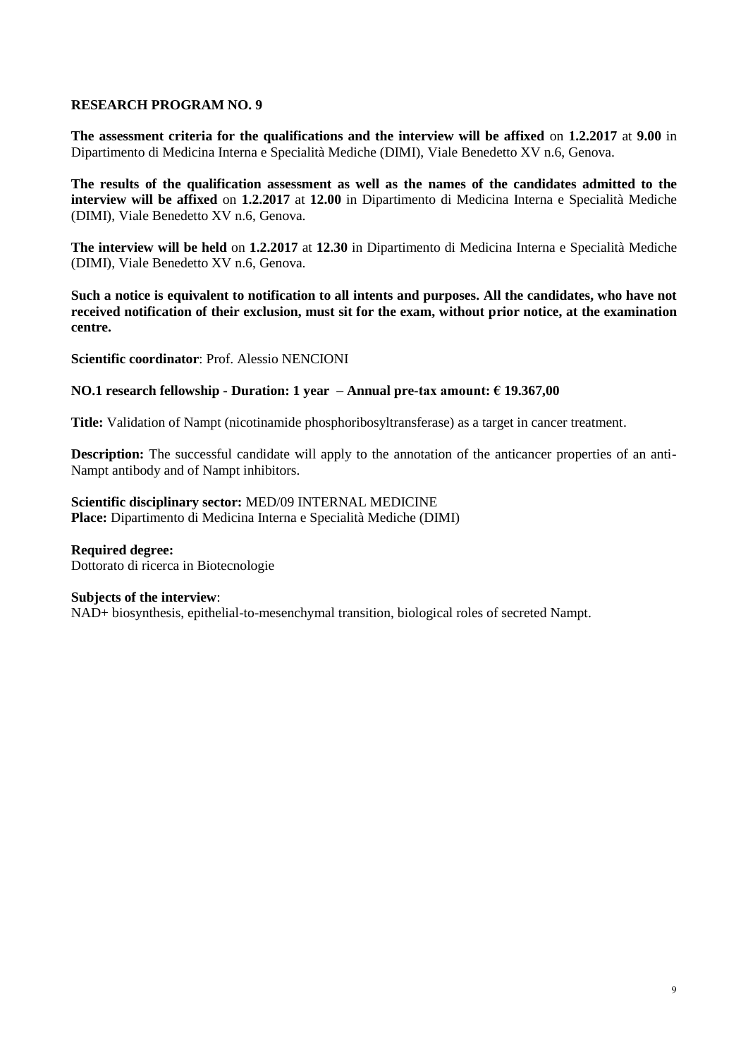## RESEARCH PROGRAM NO. 9

**The assessment criteria for the qualifications and the interview will be affixed** on **1.2.2017** at **9.00** in Dipartimento di Medicina Interna e Specialità Mediche (DIMI), Viale Benedetto XV n.6, Genova.

**The results of the qualification assessment as well as the names of the candidates admitted to the interview will be affixed** on **1.2.2017** at **12.00** in Dipartimento di Medicina Interna e Specialità Mediche (DIMI), Viale Benedetto XV n.6, Genova.

**The interview will be held** on **1.2.2017** at **12.30** in Dipartimento di Medicina Interna e Specialità Mediche (DIMI), Viale Benedetto XV n.6, Genova.

**Such a notice is equivalent to notification to all intents and purposes. All the candidates, who have not received notification of their exclusion, must sit for the exam, without prior notice, at the examination centre.**

**Scientific coordinator**: Prof. Alessio NENCIONI

**NO.1 research fellowship - Duration: 1 year – Annual pre-tax amount: € 19.367,00**

**Title:** Validation of Nampt (nicotinamide phosphoribosyltransferase) as a target in cancer treatment.

**Description:** The successful candidate will apply to the annotation of the anticancer properties of an anti-Nampt antibody and of Nampt inhibitors.

**Scientific disciplinary sector:** MED/09 INTERNAL MEDICINE
**Place:** Dipartimento di Medicina Interna e Specialità Mediche (DIMI)

**Required degree:**
Dottorato di ricerca in Biotecnologie

**Subjects of the interview**:
NAD+ biosynthesis, epithelial-to-mesenchymal transition, biological roles of secreted Nampt.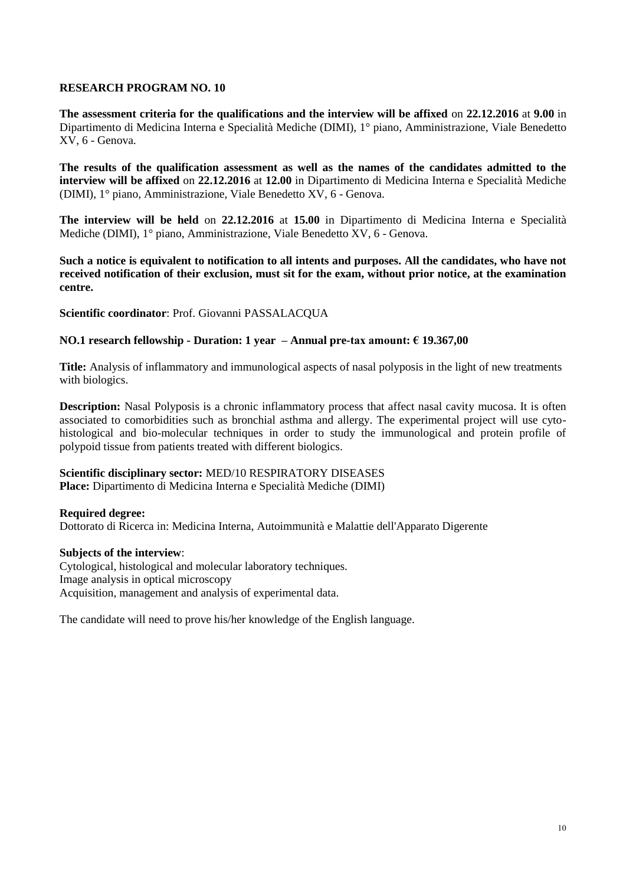## RESEARCH PROGRAM NO. 10

**The assessment criteria for the qualifications and the interview will be affixed** on **22.12.2016** at **9.00** in Dipartimento di Medicina Interna e Specialità Mediche (DIMI), 1° piano, Amministrazione, Viale Benedetto XV, 6 - Genova.

**The results of the qualification assessment as well as the names of the candidates admitted to the interview will be affixed** on **22.12.2016** at **12.00** in Dipartimento di Medicina Interna e Specialità Mediche (DIMI), 1° piano, Amministrazione, Viale Benedetto XV, 6 - Genova.

**The interview will be held** on **22.12.2016** at **15.00** in Dipartimento di Medicina Interna e Specialità Mediche (DIMI), 1° piano, Amministrazione, Viale Benedetto XV, 6 - Genova.

**Such a notice is equivalent to notification to all intents and purposes. All the candidates, who have not received notification of their exclusion, must sit for the exam, without prior notice, at the examination centre.**

**Scientific coordinator**: Prof. Giovanni PASSALACQUA

**NO.1 research fellowship - Duration: 1 year – Annual pre-tax amount: € 19.367,00**

**Title:** Analysis of inflammatory and immunological aspects of nasal polyposis in the light of new treatments with biologics.

**Description:** Nasal Polyposis is a chronic inflammatory process that affect nasal cavity mucosa. It is often associated to comorbidities such as bronchial asthma and allergy. The experimental project will use cyto-histological and bio-molecular techniques in order to study the immunological and protein profile of polypoid tissue from patients treated with different biologics.

**Scientific disciplinary sector:** MED/10 RESPIRATORY DISEASES
**Place:** Dipartimento di Medicina Interna e Specialità Mediche (DIMI)

**Required degree:**
Dottorato di Ricerca in: Medicina Interna, Autoimmunità e Malattie dell'Apparato Digerente

**Subjects of the interview**:
Cytological, histological and molecular laboratory techniques.
Image analysis in optical microscopy
Acquisition, management and analysis of experimental data.

The candidate will need to prove his/her knowledge of the English language.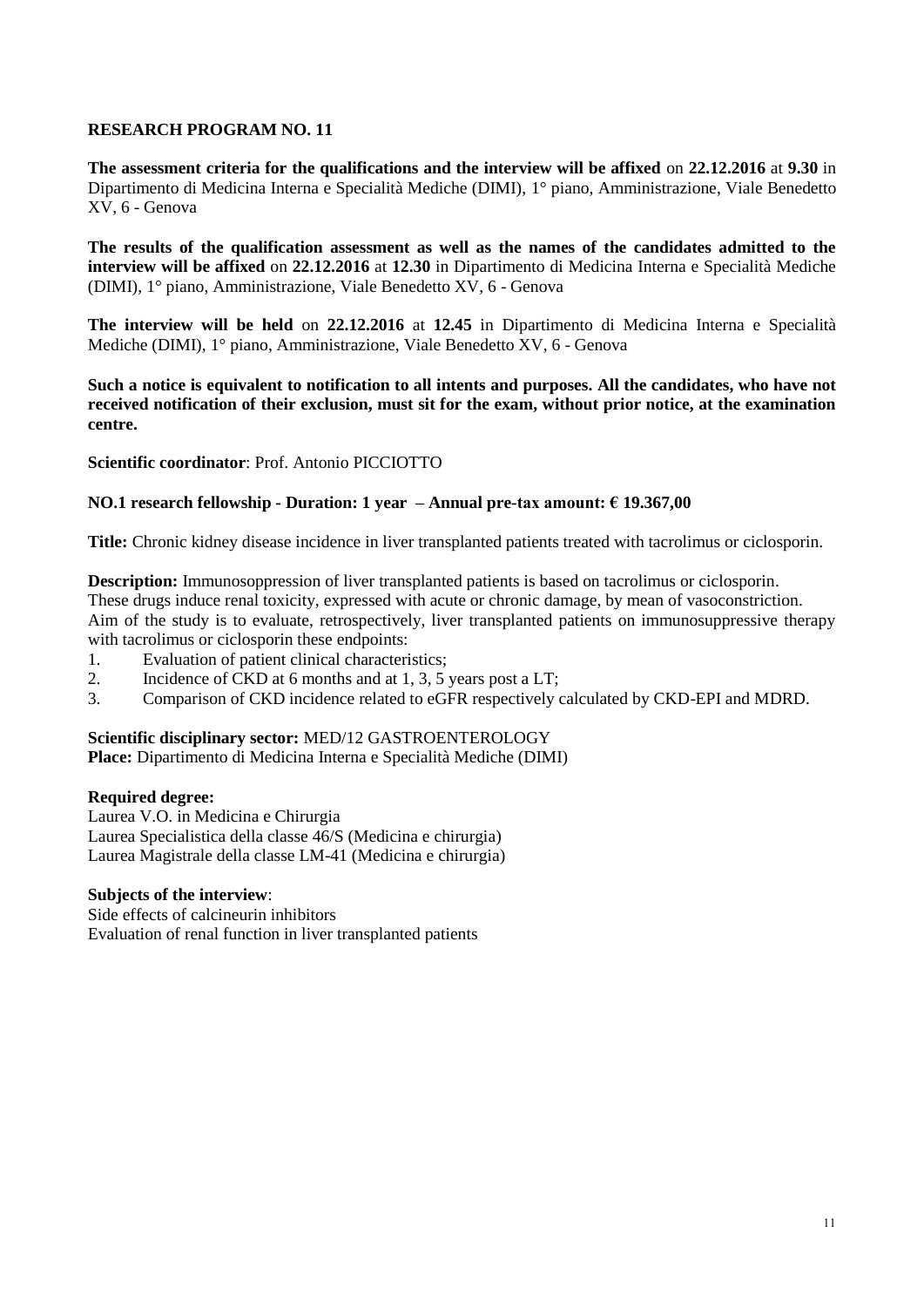## RESEARCH PROGRAM NO. 11

**The assessment criteria for the qualifications and the interview will be affixed** on **22.12.2016** at **9.30** in Dipartimento di Medicina Interna e Specialità Mediche (DIMI), 1° piano, Amministrazione, Viale Benedetto XV, 6 - Genova

**The results of the qualification assessment as well as the names of the candidates admitted to the interview will be affixed** on **22.12.2016** at **12.30** in Dipartimento di Medicina Interna e Specialità Mediche (DIMI), 1° piano, Amministrazione, Viale Benedetto XV, 6 - Genova

**The interview will be held** on **22.12.2016** at **12.45** in Dipartimento di Medicina Interna e Specialità Mediche (DIMI), 1° piano, Amministrazione, Viale Benedetto XV, 6 - Genova

**Such a notice is equivalent to notification to all intents and purposes. All the candidates, who have not received notification of their exclusion, must sit for the exam, without prior notice, at the examination centre.**

**Scientific coordinator**: Prof. Antonio PICCIOTTO

**NO.1 research fellowship - Duration: 1 year – Annual pre-tax amount: € 19.367,00**

**Title:** Chronic kidney disease incidence in liver transplanted patients treated with tacrolimus or ciclosporin.

**Description:** Immunosoppression of liver transplanted patients is based on tacrolimus or ciclosporin.
These drugs induce renal toxicity, expressed with acute or chronic damage, by mean of vasoconstriction.
Aim of the study is to evaluate, retrospectively, liver transplanted patients on immunosuppressive therapy with tacrolimus or ciclosporin these endpoints:

1. Evaluation of patient clinical characteristics;
2. Incidence of CKD at 6 months and at 1, 3, 5 years post a LT;
3. Comparison of CKD incidence related to eGFR respectively calculated by CKD-EPI and MDRD.

**Scientific disciplinary sector:** MED/12 GASTROENTEROLOGY
**Place:** Dipartimento di Medicina Interna e Specialità Mediche (DIMI)

**Required degree:**
Laurea V.O. in Medicina e Chirurgia
Laurea Specialistica della classe 46/S (Medicina e chirurgia)
Laurea Magistrale della classe LM-41 (Medicina e chirurgia)

**Subjects of the interview**:
Side effects of calcineurin inhibitors
Evaluation of renal function in liver transplanted patients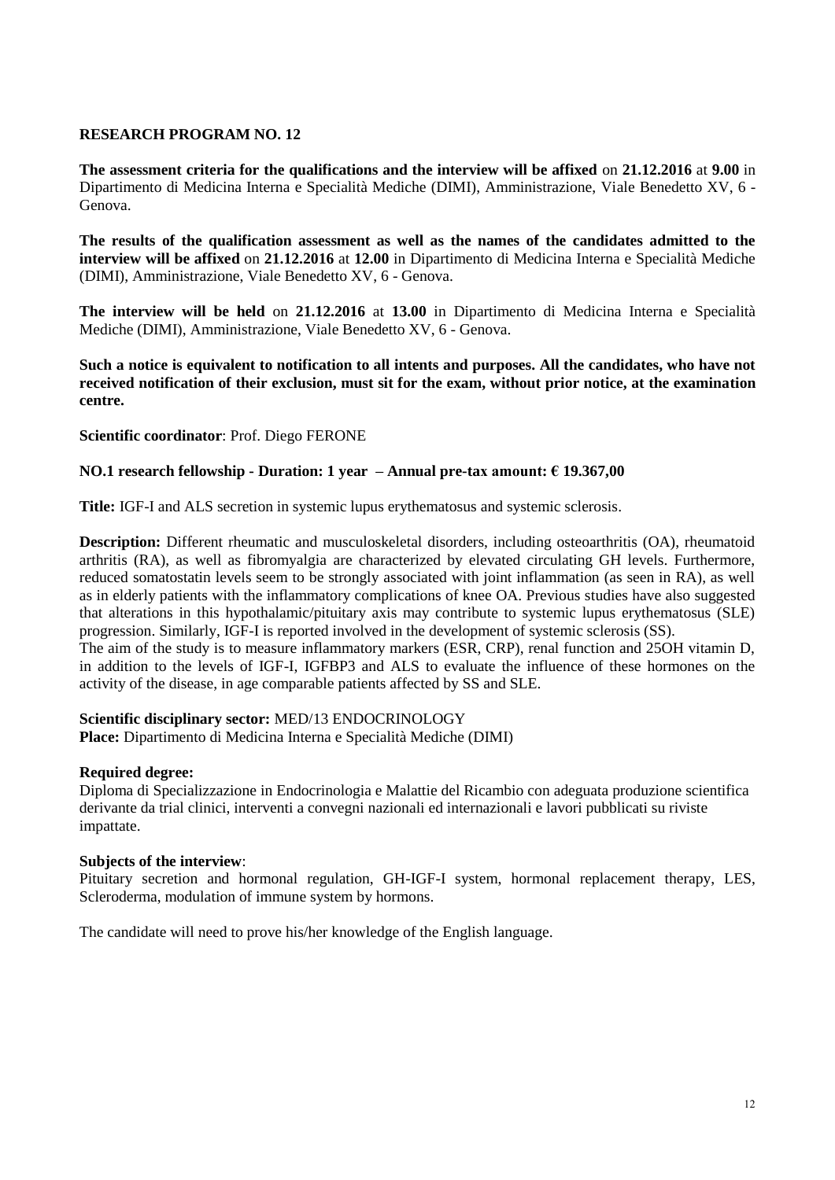**RESEARCH PROGRAM NO. 12**

**The assessment criteria for the qualifications and the interview will be affixed** on **21.12.2016** at **9.00** in Dipartimento di Medicina Interna e Specialità Mediche (DIMI), Amministrazione, Viale Benedetto XV, 6 - Genova.

**The results of the qualification assessment as well as the names of the candidates admitted to the interview will be affixed** on **21.12.2016** at **12.00** in Dipartimento di Medicina Interna e Specialità Mediche (DIMI), Amministrazione, Viale Benedetto XV, 6 - Genova.

**The interview will be held** on **21.12.2016** at **13.00** in Dipartimento di Medicina Interna e Specialità Mediche (DIMI), Amministrazione, Viale Benedetto XV, 6 - Genova.

**Such a notice is equivalent to notification to all intents and purposes. All the candidates, who have not received notification of their exclusion, must sit for the exam, without prior notice, at the examination centre.**

**Scientific coordinator**: Prof. Diego FERONE

**NO.1 research fellowship - Duration: 1 year – Annual pre-tax amount: € 19.367,00**

**Title:** IGF-I and ALS secretion in systemic lupus erythematosus and systemic sclerosis.

**Description:** Different rheumatic and musculoskeletal disorders, including osteoarthritis (OA), rheumatoid arthritis (RA), as well as fibromyalgia are characterized by elevated circulating GH levels. Furthermore, reduced somatostatin levels seem to be strongly associated with joint inflammation (as seen in RA), as well as in elderly patients with the inflammatory complications of knee OA. Previous studies have also suggested that alterations in this hypothalamic/pituitary axis may contribute to systemic lupus erythematosus (SLE) progression. Similarly, IGF-I is reported involved in the development of systemic sclerosis (SS).
The aim of the study is to measure inflammatory markers (ESR, CRP), renal function and 25OH vitamin D, in addition to the levels of IGF-I, IGFBP3 and ALS to evaluate the influence of these hormones on the activity of the disease, in age comparable patients affected by SS and SLE.

**Scientific disciplinary sector:** MED/13 ENDOCRINOLOGY
**Place:** Dipartimento di Medicina Interna e Specialità Mediche (DIMI)

**Required degree:**
Diploma di Specializzazione in Endocrinologia e Malattie del Ricambio con adeguata produzione scientifica derivante da trial clinici, interventi a convegni nazionali ed internazionali e lavori pubblicati su riviste impattate.

**Subjects of the interview**:
Pituitary secretion and hormonal regulation, GH-IGF-I system, hormonal replacement therapy, LES, Scleroderma, modulation of immune system by hormons.

The candidate will need to prove his/her knowledge of the English language.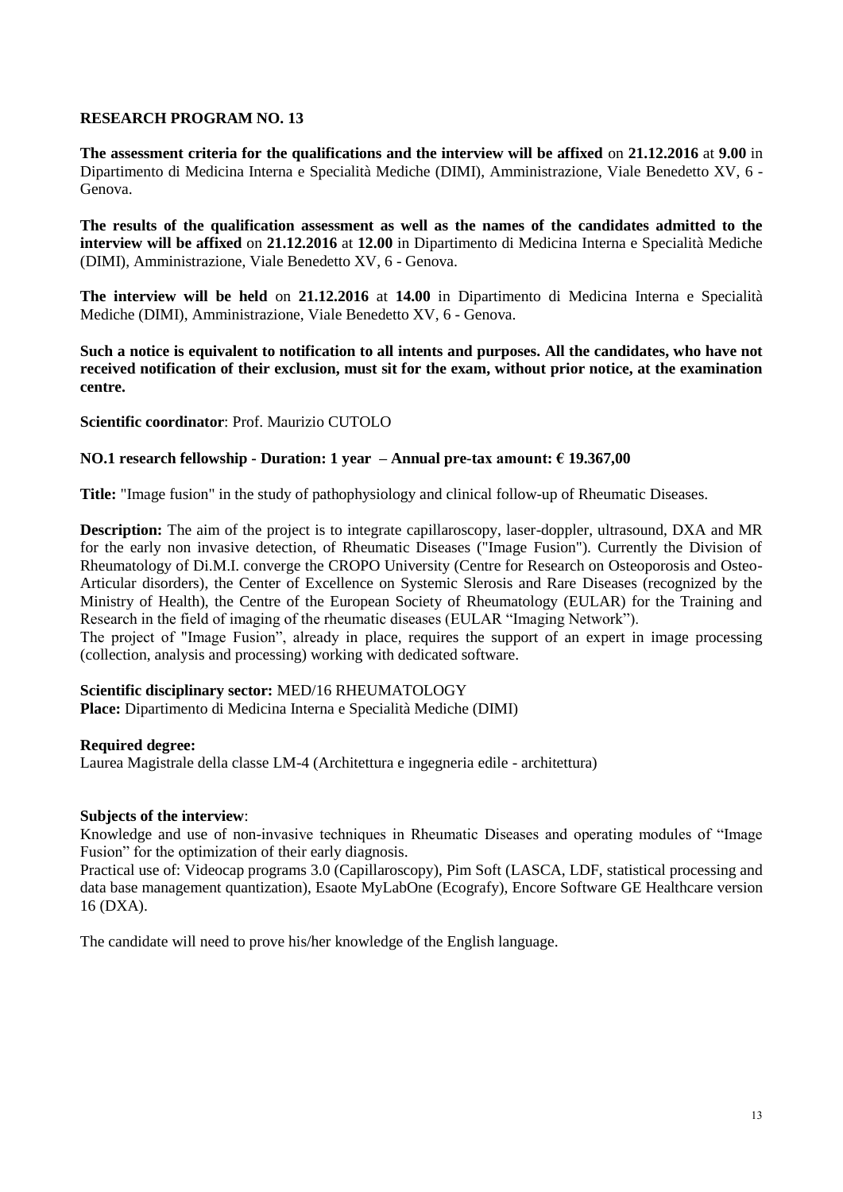## RESEARCH PROGRAM NO. 13

**The assessment criteria for the qualifications and the interview will be affixed** on **21.12.2016** at **9.00** in Dipartimento di Medicina Interna e Specialità Mediche (DIMI), Amministrazione, Viale Benedetto XV, 6 - Genova.

**The results of the qualification assessment as well as the names of the candidates admitted to the interview will be affixed** on **21.12.2016** at **12.00** in Dipartimento di Medicina Interna e Specialità Mediche (DIMI), Amministrazione, Viale Benedetto XV, 6 - Genova.

**The interview will be held** on **21.12.2016** at **14.00** in Dipartimento di Medicina Interna e Specialità Mediche (DIMI), Amministrazione, Viale Benedetto XV, 6 - Genova.

**Such a notice is equivalent to notification to all intents and purposes. All the candidates, who have not received notification of their exclusion, must sit for the exam, without prior notice, at the examination centre.**

**Scientific coordinator**: Prof. Maurizio CUTOLO

**NO.1 research fellowship - Duration: 1 year – Annual pre-tax amount: € 19.367,00**

**Title:** "Image fusion" in the study of pathophysiology and clinical follow-up of Rheumatic Diseases.

**Description:** The aim of the project is to integrate capillaroscopy, laser-doppler, ultrasound, DXA and MR for the early non invasive detection, of Rheumatic Diseases ("Image Fusion"). Currently the Division of Rheumatology of Di.M.I. converge the CROPO University (Centre for Research on Osteoporosis and Osteo-Articular disorders), the Center of Excellence on Systemic Slerosis and Rare Diseases (recognized by the Ministry of Health), the Centre of the European Society of Rheumatology (EULAR) for the Training and Research in the field of imaging of the rheumatic diseases (EULAR "Imaging Network").
The project of "Image Fusion", already in place, requires the support of an expert in image processing (collection, analysis and processing) working with dedicated software.

**Scientific disciplinary sector:** MED/16 RHEUMATOLOGY
**Place:** Dipartimento di Medicina Interna e Specialità Mediche (DIMI)

**Required degree:**
Laurea Magistrale della classe LM-4 (Architettura e ingegneria edile - architettura)

**Subjects of the interview**:
Knowledge and use of non-invasive techniques in Rheumatic Diseases and operating modules of "Image Fusion" for the optimization of their early diagnosis.
Practical use of: Videocap programs 3.0 (Capillaroscopy), Pim Soft (LASCA, LDF, statistical processing and data base management quantization), Esaote MyLabOne (Ecografy), Encore Software GE Healthcare version 16 (DXA).

The candidate will need to prove his/her knowledge of the English language.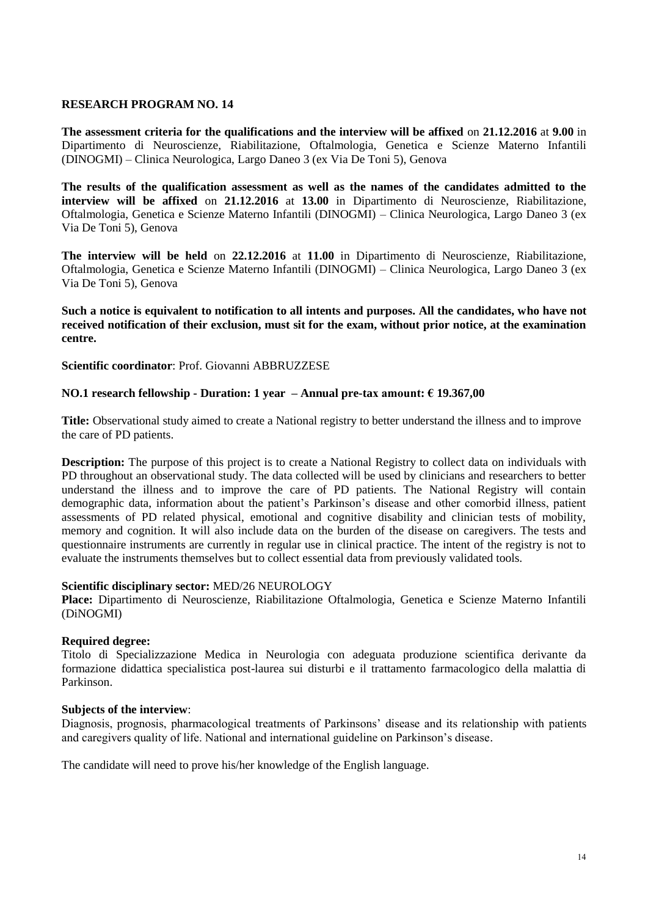## RESEARCH PROGRAM NO. 14

**The assessment criteria for the qualifications and the interview will be affixed** on **21.12.2016** at **9.00** in Dipartimento di Neuroscienze, Riabilitazione, Oftalmologia, Genetica e Scienze Materno Infantili (DINOGMI) – Clinica Neurologica, Largo Daneo 3 (ex Via De Toni 5), Genova

**The results of the qualification assessment as well as the names of the candidates admitted to the interview will be affixed** on **21.12.2016** at **13.00** in Dipartimento di Neuroscienze, Riabilitazione, Oftalmologia, Genetica e Scienze Materno Infantili (DINOGMI) – Clinica Neurologica, Largo Daneo 3 (ex Via De Toni 5), Genova

**The interview will be held** on **22.12.2016** at **11.00** in Dipartimento di Neuroscienze, Riabilitazione, Oftalmologia, Genetica e Scienze Materno Infantili (DINOGMI) – Clinica Neurologica, Largo Daneo 3 (ex Via De Toni 5), Genova

**Such a notice is equivalent to notification to all intents and purposes. All the candidates, who have not received notification of their exclusion, must sit for the exam, without prior notice, at the examination centre.**

**Scientific coordinator**: Prof. Giovanni ABBRUZZESE

**NO.1 research fellowship - Duration: 1 year – Annual pre-tax amount: € 19.367,00**

**Title:** Observational study aimed to create a National registry to better understand the illness and to improve the care of PD patients.

**Description:** The purpose of this project is to create a National Registry to collect data on individuals with PD throughout an observational study. The data collected will be used by clinicians and researchers to better understand the illness and to improve the care of PD patients. The National Registry will contain demographic data, information about the patient's Parkinson's disease and other comorbid illness, patient assessments of PD related physical, emotional and cognitive disability and clinician tests of mobility, memory and cognition. It will also include data on the burden of the disease on caregivers. The tests and questionnaire instruments are currently in regular use in clinical practice. The intent of the registry is not to evaluate the instruments themselves but to collect essential data from previously validated tools.

**Scientific disciplinary sector:** MED/26 NEUROLOGY
**Place:** Dipartimento di Neuroscienze, Riabilitazione Oftalmologia, Genetica e Scienze Materno Infantili (DiNOGMI)

**Required degree:**
Titolo di Specializzazione Medica in Neurologia con adeguata produzione scientifica derivante da formazione didattica specialistica post-laurea sui disturbi e il trattamento farmacologico della malattia di Parkinson.

**Subjects of the interview**:
Diagnosis, prognosis, pharmacological treatments of Parkinsons' disease and its relationship with patients and caregivers quality of life. National and international guideline on Parkinson's disease.

The candidate will need to prove his/her knowledge of the English language.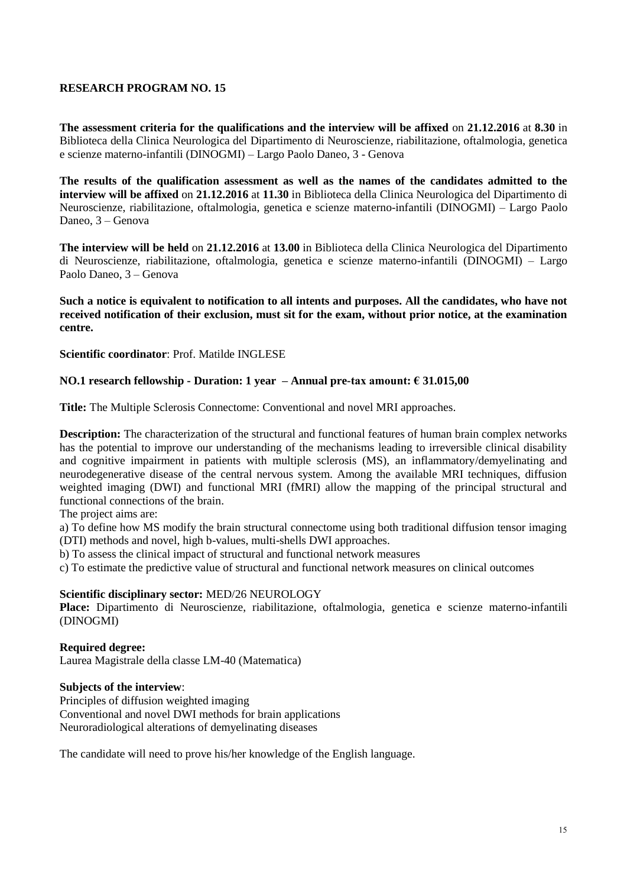## RESEARCH PROGRAM NO. 15

**The assessment criteria for the qualifications and the interview will be affixed** on **21.12.2016** at **8.30** in Biblioteca della Clinica Neurologica del Dipartimento di Neuroscienze, riabilitazione, oftalmologia, genetica e scienze materno-infantili (DINOGMI) – Largo Paolo Daneo, 3 - Genova

**The results of the qualification assessment as well as the names of the candidates admitted to the interview will be affixed** on **21.12.2016** at **11.30** in Biblioteca della Clinica Neurologica del Dipartimento di Neuroscienze, riabilitazione, oftalmologia, genetica e scienze materno-infantili (DINOGMI) – Largo Paolo Daneo, 3 – Genova

**The interview will be held** on **21.12.2016** at **13.00** in Biblioteca della Clinica Neurologica del Dipartimento di Neuroscienze, riabilitazione, oftalmologia, genetica e scienze materno-infantili (DINOGMI) – Largo Paolo Daneo, 3 – Genova

**Such a notice is equivalent to notification to all intents and purposes. All the candidates, who have not received notification of their exclusion, must sit for the exam, without prior notice, at the examination centre.**

**Scientific coordinator**: Prof. Matilde INGLESE

**NO.1 research fellowship - Duration: 1 year – Annual pre-tax amount: € 31.015,00**

**Title:** The Multiple Sclerosis Connectome: Conventional and novel MRI approaches.

**Description:** The characterization of the structural and functional features of human brain complex networks has the potential to improve our understanding of the mechanisms leading to irreversible clinical disability and cognitive impairment in patients with multiple sclerosis (MS), an inflammatory/demyelinating and neurodegenerative disease of the central nervous system. Among the available MRI techniques, diffusion weighted imaging (DWI) and functional MRI (fMRI) allow the mapping of the principal structural and functional connections of the brain.
The project aims are:
a) To define how MS modify the brain structural connectome using both traditional diffusion tensor imaging (DTI) methods and novel, high b-values, multi-shells DWI approaches.
b) To assess the clinical impact of structural and functional network measures
c) To estimate the predictive value of structural and functional network measures on clinical outcomes

**Scientific disciplinary sector:** MED/26 NEUROLOGY
**Place:** Dipartimento di Neuroscienze, riabilitazione, oftalmologia, genetica e scienze materno-infantili (DINOGMI)

**Required degree:**
Laurea Magistrale della classe LM-40 (Matematica)

**Subjects of the interview**:
Principles of diffusion weighted imaging
Conventional and novel DWI methods for brain applications
Neuroradiological alterations of demyelinating diseases

The candidate will need to prove his/her knowledge of the English language.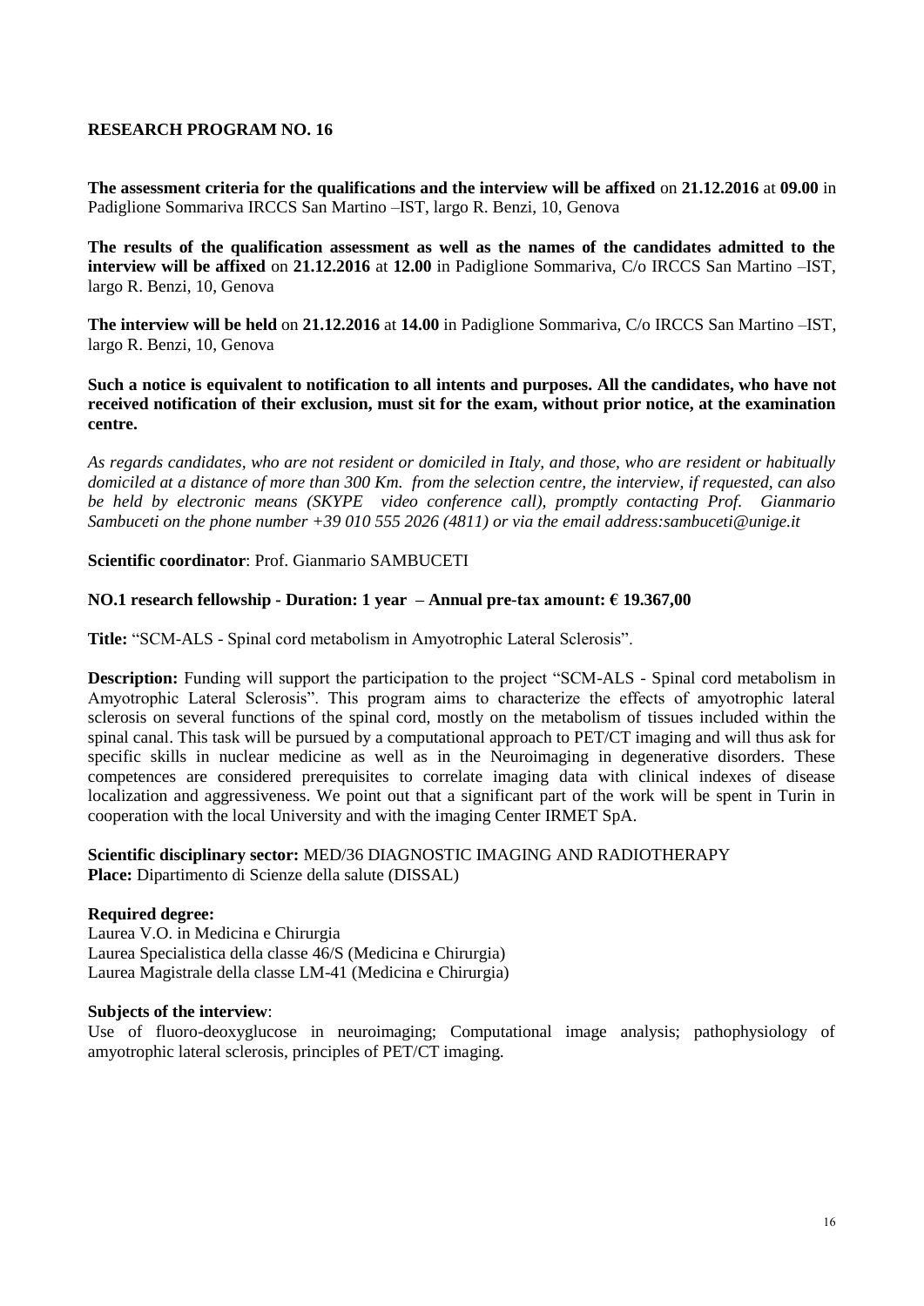## RESEARCH PROGRAM NO. 16

**The assessment criteria for the qualifications and the interview will be affixed** on **21.12.2016** at **09.00** in Padiglione Sommariva IRCCS San Martino –IST, largo R. Benzi, 10, Genova

**The results of the qualification assessment as well as the names of the candidates admitted to the interview will be affixed** on **21.12.2016** at **12.00** in Padiglione Sommariva, C/o IRCCS San Martino –IST, largo R. Benzi, 10, Genova

**The interview will be held** on **21.12.2016** at **14.00** in Padiglione Sommariva, C/o IRCCS San Martino –IST, largo R. Benzi, 10, Genova

**Such a notice is equivalent to notification to all intents and purposes. All the candidates, who have not received notification of their exclusion, must sit for the exam, without prior notice, at the examination centre.**

*As regards candidates, who are not resident or domiciled in Italy, and those, who are resident or habitually domiciled at a distance of more than 300 Km. from the selection centre, the interview, if requested, can also be held by electronic means (SKYPE video conference call), promptly contacting Prof. Gianmario Sambuceti on the phone number +39 010 555 2026 (4811) or via the email address:sambuceti@unige.it*

**Scientific coordinator**: Prof. Gianmario SAMBUCETI

**NO.1 research fellowship - Duration: 1 year – Annual pre-tax amount: € 19.367,00**

**Title:** "SCM-ALS - Spinal cord metabolism in Amyotrophic Lateral Sclerosis".

**Description:** Funding will support the participation to the project "SCM-ALS - Spinal cord metabolism in Amyotrophic Lateral Sclerosis". This program aims to characterize the effects of amyotrophic lateral sclerosis on several functions of the spinal cord, mostly on the metabolism of tissues included within the spinal canal. This task will be pursued by a computational approach to PET/CT imaging and will thus ask for specific skills in nuclear medicine as well as in the Neuroimaging in degenerative disorders. These competences are considered prerequisites to correlate imaging data with clinical indexes of disease localization and aggressiveness. We point out that a significant part of the work will be spent in Turin in cooperation with the local University and with the imaging Center IRMET SpA.

**Scientific disciplinary sector:** MED/36 DIAGNOSTIC IMAGING AND RADIOTHERAPY
**Place:** Dipartimento di Scienze della salute (DISSAL)

**Required degree:**
Laurea V.O. in Medicina e Chirurgia
Laurea Specialistica della classe 46/S (Medicina e Chirurgia)
Laurea Magistrale della classe LM-41 (Medicina e Chirurgia)

**Subjects of the interview**:
Use of fluoro-deoxyglucose in neuroimaging; Computational image analysis; pathophysiology of amyotrophic lateral sclerosis, principles of PET/CT imaging.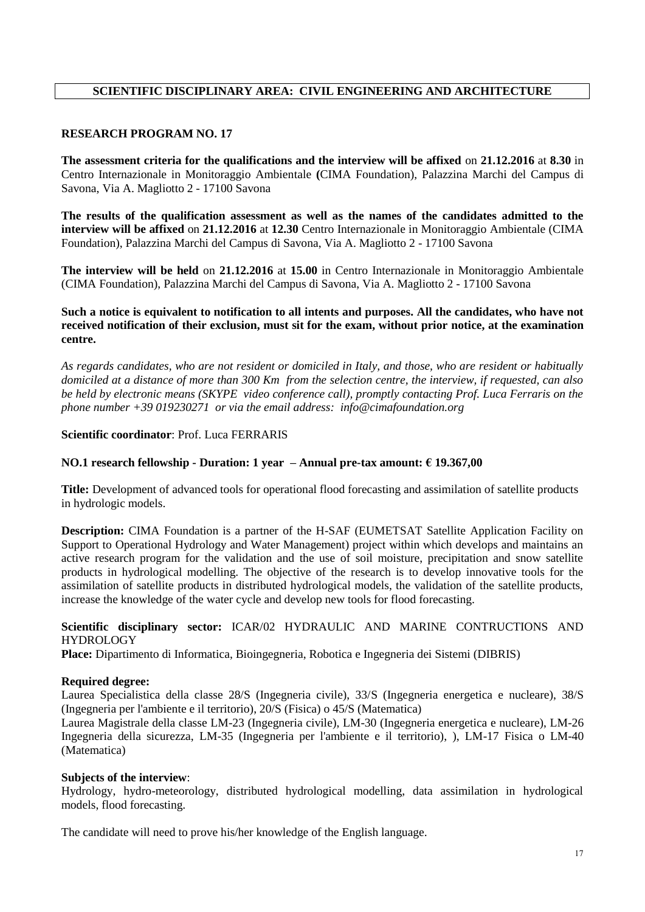## SCIENTIFIC DISCIPLINARY AREA: CIVIL ENGINEERING AND ARCHITECTURE

### RESEARCH PROGRAM NO. 17

**The assessment criteria for the qualifications and the interview will be affixed** on **21.12.2016** at **8.30** in Centro Internazionale in Monitoraggio Ambientale **(**CIMA Foundation), Palazzina Marchi del Campus di Savona, Via A. Magliotto 2 - 17100 Savona

**The results of the qualification assessment as well as the names of the candidates admitted to the interview will be affixed** on **21.12.2016** at **12.30** Centro Internazionale in Monitoraggio Ambientale (CIMA Foundation), Palazzina Marchi del Campus di Savona, Via A. Magliotto 2 - 17100 Savona

**The interview will be held** on **21.12.2016** at **15.00** in Centro Internazionale in Monitoraggio Ambientale (CIMA Foundation), Palazzina Marchi del Campus di Savona, Via A. Magliotto 2 - 17100 Savona

**Such a notice is equivalent to notification to all intents and purposes. All the candidates, who have not received notification of their exclusion, must sit for the exam, without prior notice, at the examination centre.**

*As regards candidates, who are not resident or domiciled in Italy, and those, who are resident or habitually domiciled at a distance of more than 300 Km from the selection centre, the interview, if requested, can also be held by electronic means (SKYPE video conference call), promptly contacting Prof. Luca Ferraris on the phone number +39 019230271 or via the email address: info@cimafoundation.org*

**Scientific coordinator**: Prof. Luca FERRARIS

**NO.1 research fellowship - Duration: 1 year – Annual pre-tax amount: € 19.367,00**

**Title:** Development of advanced tools for operational flood forecasting and assimilation of satellite products in hydrologic models.

**Description:** CIMA Foundation is a partner of the H-SAF (EUMETSAT Satellite Application Facility on Support to Operational Hydrology and Water Management) project within which develops and maintains an active research program for the validation and the use of soil moisture, precipitation and snow satellite products in hydrological modelling. The objective of the research is to develop innovative tools for the assimilation of satellite products in distributed hydrological models, the validation of the satellite products, increase the knowledge of the water cycle and develop new tools for flood forecasting.

**Scientific disciplinary sector:** ICAR/02 HYDRAULIC AND MARINE CONTRUCTIONS AND HYDROLOGY

**Place:** Dipartimento di Informatica, Bioingegneria, Robotica e Ingegneria dei Sistemi (DIBRIS)

**Required degree:**

Laurea Specialistica della classe 28/S (Ingegneria civile), 33/S (Ingegneria energetica e nucleare), 38/S (Ingegneria per l'ambiente e il territorio), 20/S (Fisica) o 45/S (Matematica)

Laurea Magistrale della classe LM-23 (Ingegneria civile), LM-30 (Ingegneria energetica e nucleare), LM-26 Ingegneria della sicurezza, LM-35 (Ingegneria per l'ambiente e il territorio), ), LM-17 Fisica o LM-40 (Matematica)

**Subjects of the interview**:

Hydrology, hydro-meteorology, distributed hydrological modelling, data assimilation in hydrological models, flood forecasting.

The candidate will need to prove his/her knowledge of the English language.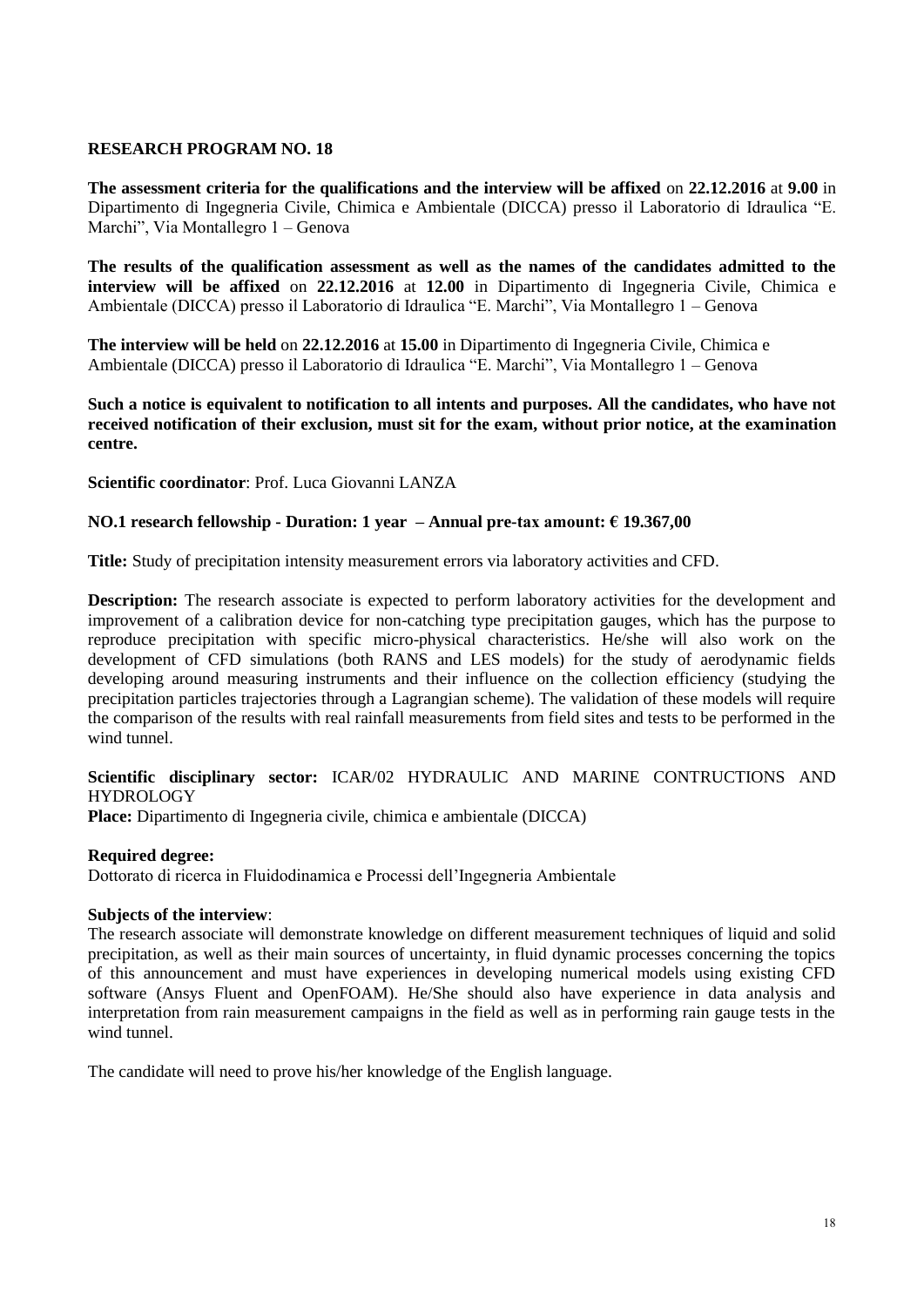**RESEARCH PROGRAM NO. 18**

**The assessment criteria for the qualifications and the interview will be affixed** on **22.12.2016** at **9.00** in Dipartimento di Ingegneria Civile, Chimica e Ambientale (DICCA) presso il Laboratorio di Idraulica "E. Marchi", Via Montallegro 1 – Genova

**The results of the qualification assessment as well as the names of the candidates admitted to the interview will be affixed** on **22.12.2016** at **12.00** in Dipartimento di Ingegneria Civile, Chimica e Ambientale (DICCA) presso il Laboratorio di Idraulica "E. Marchi", Via Montallegro 1 – Genova

**The interview will be held** on **22.12.2016** at **15.00** in Dipartimento di Ingegneria Civile, Chimica e Ambientale (DICCA) presso il Laboratorio di Idraulica "E. Marchi", Via Montallegro 1 – Genova

**Such a notice is equivalent to notification to all intents and purposes. All the candidates, who have not received notification of their exclusion, must sit for the exam, without prior notice, at the examination centre.**

**Scientific coordinator**: Prof. Luca Giovanni LANZA

**NO.1 research fellowship - Duration: 1 year – Annual pre-tax amount: € 19.367,00**

**Title:** Study of precipitation intensity measurement errors via laboratory activities and CFD.

**Description:** The research associate is expected to perform laboratory activities for the development and improvement of a calibration device for non-catching type precipitation gauges, which has the purpose to reproduce precipitation with specific micro-physical characteristics. He/she will also work on the development of CFD simulations (both RANS and LES models) for the study of aerodynamic fields developing around measuring instruments and their influence on the collection efficiency (studying the precipitation particles trajectories through a Lagrangian scheme). The validation of these models will require the comparison of the results with real rainfall measurements from field sites and tests to be performed in the wind tunnel.

**Scientific disciplinary sector:** ICAR/02 HYDRAULIC AND MARINE CONTRUCTIONS AND HYDROLOGY
**Place:** Dipartimento di Ingegneria civile, chimica e ambientale (DICCA)

**Required degree:**
Dottorato di ricerca in Fluidodinamica e Processi dell'Ingegneria Ambientale

**Subjects of the interview**:
The research associate will demonstrate knowledge on different measurement techniques of liquid and solid precipitation, as well as their main sources of uncertainty, in fluid dynamic processes concerning the topics of this announcement and must have experiences in developing numerical models using existing CFD software (Ansys Fluent and OpenFOAM). He/She should also have experience in data analysis and interpretation from rain measurement campaigns in the field as well as in performing rain gauge tests in the wind tunnel.

The candidate will need to prove his/her knowledge of the English language.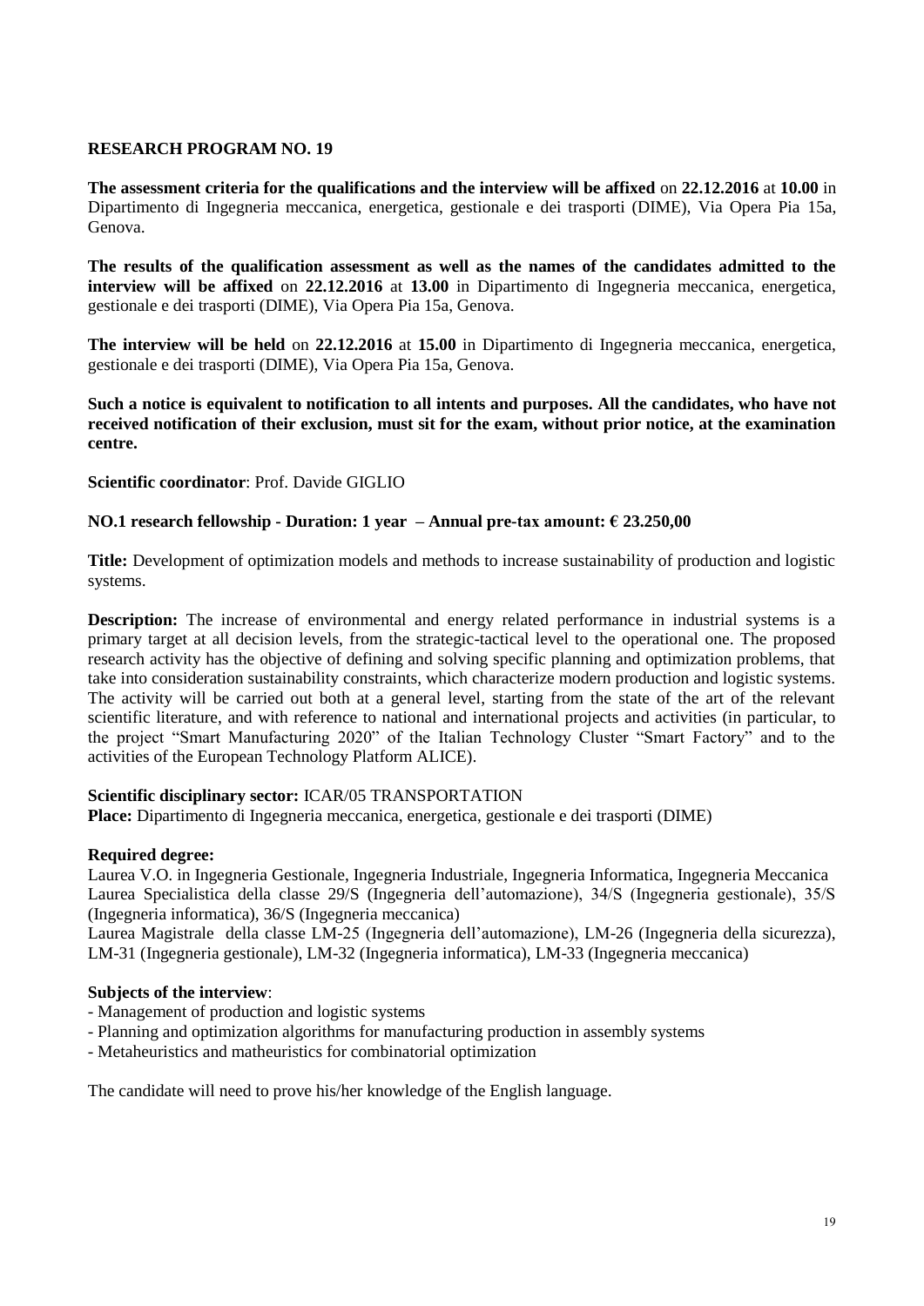## RESEARCH PROGRAM NO. 19

**The assessment criteria for the qualifications and the interview will be affixed** on **22.12.2016** at **10.00** in Dipartimento di Ingegneria meccanica, energetica, gestionale e dei trasporti (DIME), Via Opera Pia 15a, Genova.

**The results of the qualification assessment as well as the names of the candidates admitted to the interview will be affixed** on **22.12.2016** at **13.00** in Dipartimento di Ingegneria meccanica, energetica, gestionale e dei trasporti (DIME), Via Opera Pia 15a, Genova.

**The interview will be held** on **22.12.2016** at **15.00** in Dipartimento di Ingegneria meccanica, energetica, gestionale e dei trasporti (DIME), Via Opera Pia 15a, Genova.

**Such a notice is equivalent to notification to all intents and purposes. All the candidates, who have not received notification of their exclusion, must sit for the exam, without prior notice, at the examination centre.**

**Scientific coordinator**: Prof. Davide GIGLIO

**NO.1 research fellowship - Duration: 1 year – Annual pre-tax amount: € 23.250,00**

**Title:** Development of optimization models and methods to increase sustainability of production and logistic systems.

**Description:** The increase of environmental and energy related performance in industrial systems is a primary target at all decision levels, from the strategic-tactical level to the operational one. The proposed research activity has the objective of defining and solving specific planning and optimization problems, that take into consideration sustainability constraints, which characterize modern production and logistic systems. The activity will be carried out both at a general level, starting from the state of the art of the relevant scientific literature, and with reference to national and international projects and activities (in particular, to the project "Smart Manufacturing 2020" of the Italian Technology Cluster "Smart Factory" and to the activities of the European Technology Platform ALICE).

**Scientific disciplinary sector:** ICAR/05 TRANSPORTATION
**Place:** Dipartimento di Ingegneria meccanica, energetica, gestionale e dei trasporti (DIME)

**Required degree:**
Laurea V.O. in Ingegneria Gestionale, Ingegneria Industriale, Ingegneria Informatica, Ingegneria Meccanica
Laurea Specialistica della classe 29/S (Ingegneria dell'automazione), 34/S (Ingegneria gestionale), 35/S (Ingegneria informatica), 36/S (Ingegneria meccanica)
Laurea Magistrale della classe LM-25 (Ingegneria dell'automazione), LM-26 (Ingegneria della sicurezza), LM-31 (Ingegneria gestionale), LM-32 (Ingegneria informatica), LM-33 (Ingegneria meccanica)

**Subjects of the interview**:
- Management of production and logistic systems
- Planning and optimization algorithms for manufacturing production in assembly systems
- Metaheuristics and matheuristics for combinatorial optimization

The candidate will need to prove his/her knowledge of the English language.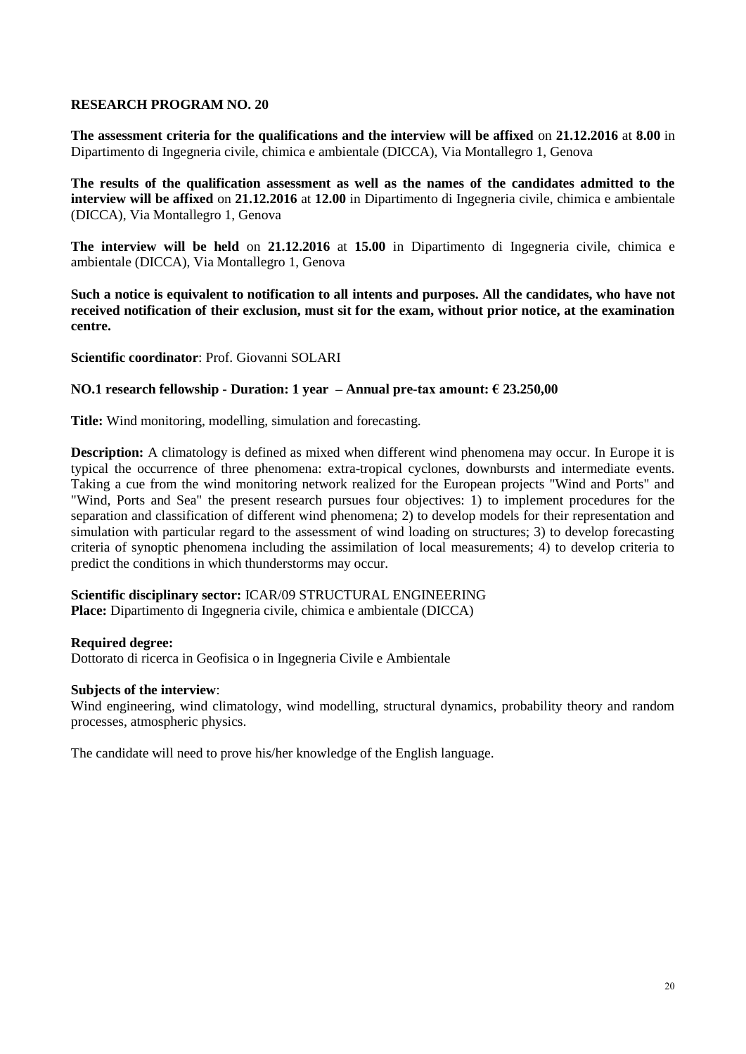## RESEARCH PROGRAM NO. 20

**The assessment criteria for the qualifications and the interview will be affixed** on **21.12.2016** at **8.00** in Dipartimento di Ingegneria civile, chimica e ambientale (DICCA), Via Montallegro 1, Genova

**The results of the qualification assessment as well as the names of the candidates admitted to the interview will be affixed** on **21.12.2016** at **12.00** in Dipartimento di Ingegneria civile, chimica e ambientale (DICCA), Via Montallegro 1, Genova

**The interview will be held** on **21.12.2016** at **15.00** in Dipartimento di Ingegneria civile, chimica e ambientale (DICCA), Via Montallegro 1, Genova

**Such a notice is equivalent to notification to all intents and purposes. All the candidates, who have not received notification of their exclusion, must sit for the exam, without prior notice, at the examination centre.**

**Scientific coordinator**: Prof. Giovanni SOLARI

**NO.1 research fellowship - Duration: 1 year – Annual pre-tax amount: € 23.250,00**

**Title:** Wind monitoring, modelling, simulation and forecasting.

**Description:** A climatology is defined as mixed when different wind phenomena may occur. In Europe it is typical the occurrence of three phenomena: extra-tropical cyclones, downbursts and intermediate events. Taking a cue from the wind monitoring network realized for the European projects "Wind and Ports" and "Wind, Ports and Sea" the present research pursues four objectives: 1) to implement procedures for the separation and classification of different wind phenomena; 2) to develop models for their representation and simulation with particular regard to the assessment of wind loading on structures; 3) to develop forecasting criteria of synoptic phenomena including the assimilation of local measurements; 4) to develop criteria to predict the conditions in which thunderstorms may occur.

**Scientific disciplinary sector:** ICAR/09 STRUCTURAL ENGINEERING
**Place:** Dipartimento di Ingegneria civile, chimica e ambientale (DICCA)

**Required degree:**
Dottorato di ricerca in Geofisica o in Ingegneria Civile e Ambientale

**Subjects of the interview**:
Wind engineering, wind climatology, wind modelling, structural dynamics, probability theory and random processes, atmospheric physics.

The candidate will need to prove his/her knowledge of the English language.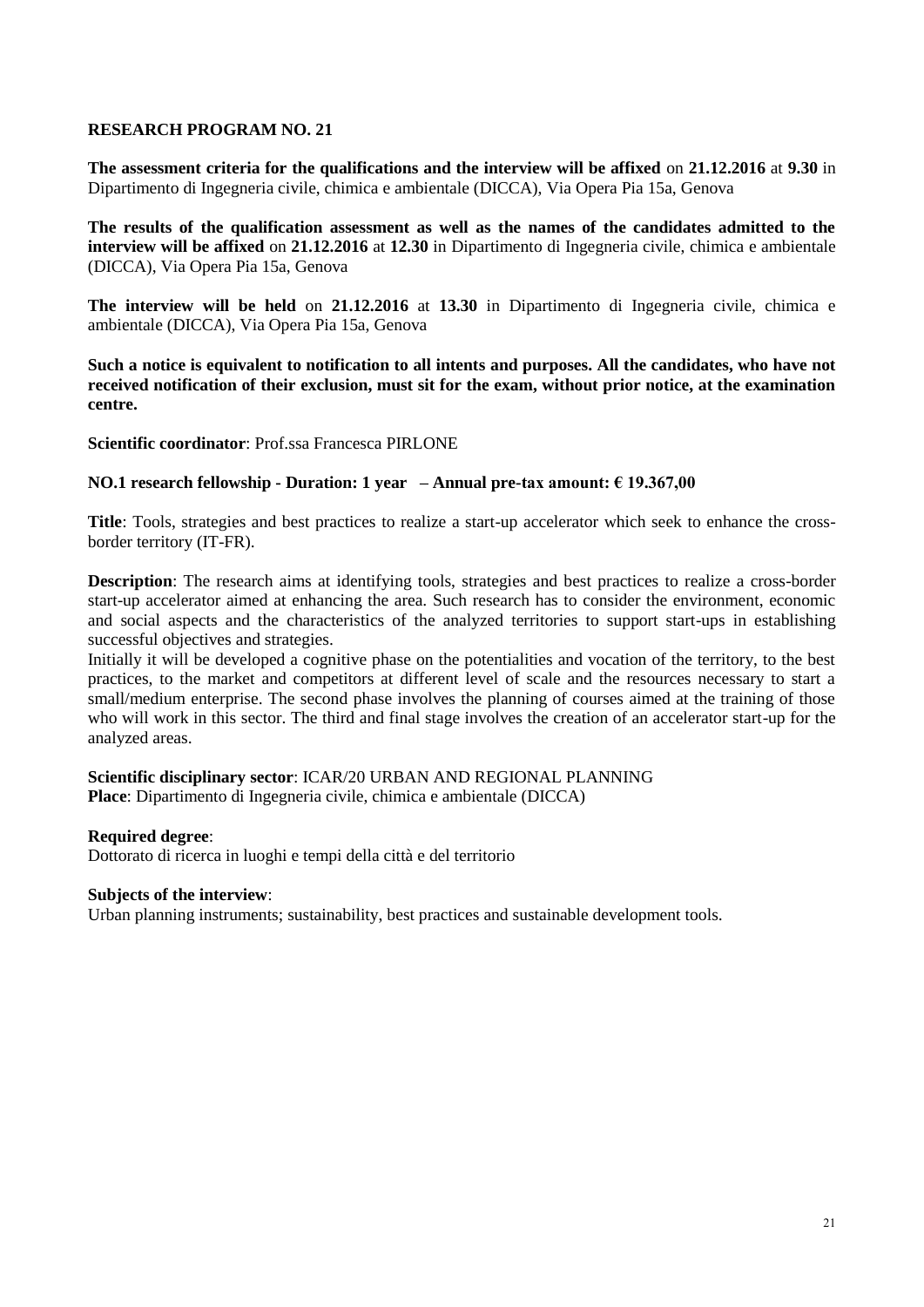## RESEARCH PROGRAM NO. 21

**The assessment criteria for the qualifications and the interview will be affixed** on **21.12.2016** at **9.30** in Dipartimento di Ingegneria civile, chimica e ambientale (DICCA), Via Opera Pia 15a, Genova

**The results of the qualification assessment as well as the names of the candidates admitted to the interview will be affixed** on **21.12.2016** at **12.30** in Dipartimento di Ingegneria civile, chimica e ambientale (DICCA), Via Opera Pia 15a, Genova

**The interview will be held** on **21.12.2016** at **13.30** in Dipartimento di Ingegneria civile, chimica e ambientale (DICCA), Via Opera Pia 15a, Genova

**Such a notice is equivalent to notification to all intents and purposes. All the candidates, who have not received notification of their exclusion, must sit for the exam, without prior notice, at the examination centre.**

**Scientific coordinator**: Prof.ssa Francesca PIRLONE

**NO.1 research fellowship - Duration: 1 year – Annual pre-tax amount: € 19.367,00**

**Title**: Tools, strategies and best practices to realize a start-up accelerator which seek to enhance the cross-border territory (IT-FR).

**Description**: The research aims at identifying tools, strategies and best practices to realize a cross-border start-up accelerator aimed at enhancing the area. Such research has to consider the environment, economic and social aspects and the characteristics of the analyzed territories to support start-ups in establishing successful objectives and strategies.
Initially it will be developed a cognitive phase on the potentialities and vocation of the territory, to the best practices, to the market and competitors at different level of scale and the resources necessary to start a small/medium enterprise. The second phase involves the planning of courses aimed at the training of those who will work in this sector. The third and final stage involves the creation of an accelerator start-up for the analyzed areas.

**Scientific disciplinary sector**: ICAR/20 URBAN AND REGIONAL PLANNING
**Place**: Dipartimento di Ingegneria civile, chimica e ambientale (DICCA)

**Required degree**:
Dottorato di ricerca in luoghi e tempi della città e del territorio

**Subjects of the interview**:
Urban planning instruments; sustainability, best practices and sustainable development tools.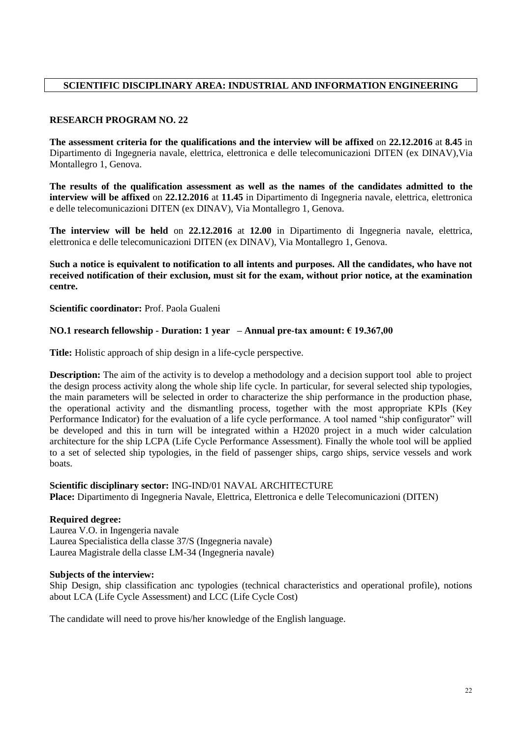**SCIENTIFIC DISCIPLINARY AREA: INDUSTRIAL AND INFORMATION ENGINEERING**

**RESEARCH PROGRAM NO. 22**

**The assessment criteria for the qualifications and the interview will be affixed** on **22.12.2016** at **8.45** in Dipartimento di Ingegneria navale, elettrica, elettronica e delle telecomunicazioni DITEN (ex DINAV),Via Montallegro 1, Genova.

**The results of the qualification assessment as well as the names of the candidates admitted to the interview will be affixed** on **22.12.2016** at **11.45** in Dipartimento di Ingegneria navale, elettrica, elettronica e delle telecomunicazioni DITEN (ex DINAV), Via Montallegro 1, Genova.

**The interview will be held** on **22.12.2016** at **12.00** in Dipartimento di Ingegneria navale, elettrica, elettronica e delle telecomunicazioni DITEN (ex DINAV), Via Montallegro 1, Genova.

**Such a notice is equivalent to notification to all intents and purposes. All the candidates, who have not received notification of their exclusion, must sit for the exam, without prior notice, at the examination centre.**

**Scientific coordinator:** Prof. Paola Gualeni

**NO.1 research fellowship - Duration: 1 year – Annual pre-tax amount: € 19.367,00**

**Title:** Holistic approach of ship design in a life-cycle perspective.

**Description:** The aim of the activity is to develop a methodology and a decision support tool able to project the design process activity along the whole ship life cycle. In particular, for several selected ship typologies, the main parameters will be selected in order to characterize the ship performance in the production phase, the operational activity and the dismantling process, together with the most appropriate KPIs (Key Performance Indicator) for the evaluation of a life cycle performance. A tool named "ship configurator" will be developed and this in turn will be integrated within a H2020 project in a much wider calculation architecture for the ship LCPA (Life Cycle Performance Assessment). Finally the whole tool will be applied to a set of selected ship typologies, in the field of passenger ships, cargo ships, service vessels and work boats.

**Scientific disciplinary sector:** ING-IND/01 NAVAL ARCHITECTURE
**Place:** Dipartimento di Ingegneria Navale, Elettrica, Elettronica e delle Telecomunicazioni (DITEN)

**Required degree:**
Laurea V.O. in Ingengeria navale
Laurea Specialistica della classe 37/S (Ingegneria navale)
Laurea Magistrale della classe LM-34 (Ingegneria navale)

**Subjects of the interview:**
Ship Design, ship classification anc typologies (technical characteristics and operational profile), notions about LCA (Life Cycle Assessment) and LCC (Life Cycle Cost)

The candidate will need to prove his/her knowledge of the English language.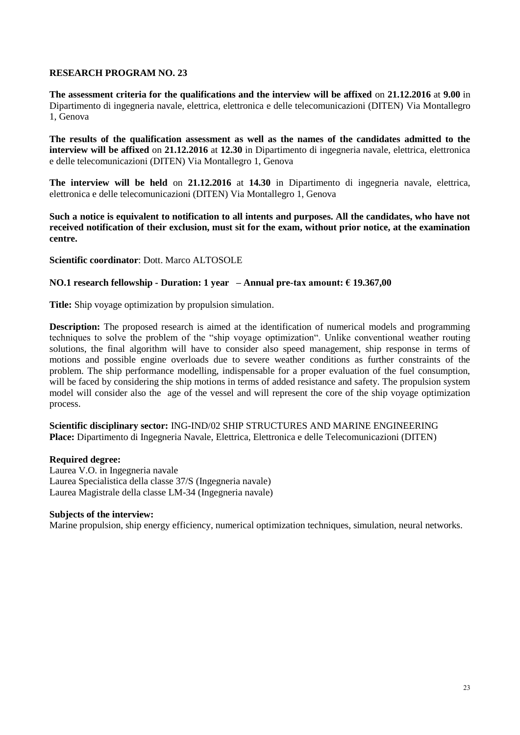**RESEARCH PROGRAM NO. 23**

**The assessment criteria for the qualifications and the interview will be affixed** on **21.12.2016** at **9.00** in Dipartimento di ingegneria navale, elettrica, elettronica e delle telecomunicazioni (DITEN) Via Montallegro 1, Genova

**The results of the qualification assessment as well as the names of the candidates admitted to the interview will be affixed** on **21.12.2016** at **12.30** in Dipartimento di ingegneria navale, elettrica, elettronica e delle telecomunicazioni (DITEN) Via Montallegro 1, Genova

**The interview will be held** on **21.12.2016** at **14.30** in Dipartimento di ingegneria navale, elettrica, elettronica e delle telecomunicazioni (DITEN) Via Montallegro 1, Genova

**Such a notice is equivalent to notification to all intents and purposes. All the candidates, who have not received notification of their exclusion, must sit for the exam, without prior notice, at the examination centre.**

**Scientific coordinator**: Dott. Marco ALTOSOLE

**NO.1 research fellowship - Duration: 1 year – Annual pre-tax amount: € 19.367,00**

**Title:** Ship voyage optimization by propulsion simulation.

**Description:** The proposed research is aimed at the identification of numerical models and programming techniques to solve the problem of the "ship voyage optimization". Unlike conventional weather routing solutions, the final algorithm will have to consider also speed management, ship response in terms of motions and possible engine overloads due to severe weather conditions as further constraints of the problem. The ship performance modelling, indispensable for a proper evaluation of the fuel consumption, will be faced by considering the ship motions in terms of added resistance and safety. The propulsion system model will consider also the age of the vessel and will represent the core of the ship voyage optimization process.

**Scientific disciplinary sector:** ING-IND/02 SHIP STRUCTURES AND MARINE ENGINEERING
**Place:** Dipartimento di Ingegneria Navale, Elettrica, Elettronica e delle Telecomunicazioni (DITEN)

**Required degree:**
Laurea V.O. in Ingegneria navale
Laurea Specialistica della classe 37/S (Ingegneria navale)
Laurea Magistrale della classe LM-34 (Ingegneria navale)

**Subjects of the interview:**
Marine propulsion, ship energy efficiency, numerical optimization techniques, simulation, neural networks.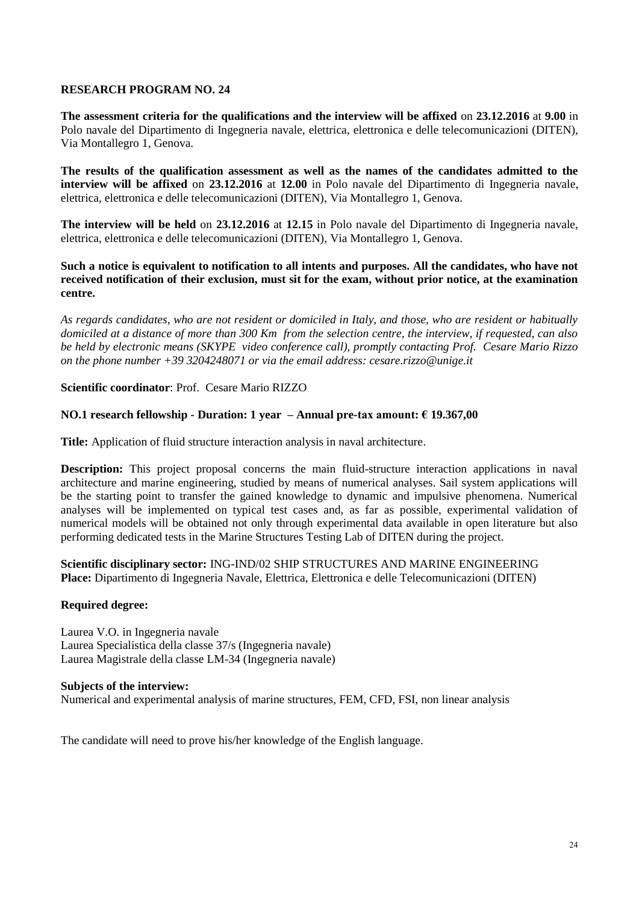## RESEARCH PROGRAM NO. 24

**The assessment criteria for the qualifications and the interview will be affixed** on **23.12.2016** at **9.00** in Polo navale del Dipartimento di Ingegneria navale, elettrica, elettronica e delle telecomunicazioni (DITEN), Via Montallegro 1, Genova.

**The results of the qualification assessment as well as the names of the candidates admitted to the interview will be affixed** on **23.12.2016** at **12.00** in Polo navale del Dipartimento di Ingegneria navale, elettrica, elettronica e delle telecomunicazioni (DITEN), Via Montallegro 1, Genova.

**The interview will be held** on **23.12.2016** at **12.15** in Polo navale del Dipartimento di Ingegneria navale, elettrica, elettronica e delle telecomunicazioni (DITEN), Via Montallegro 1, Genova.

**Such a notice is equivalent to notification to all intents and purposes. All the candidates, who have not received notification of their exclusion, must sit for the exam, without prior notice, at the examination centre.**

*As regards candidates, who are not resident or domiciled in Italy, and those, who are resident or habitually domiciled at a distance of more than 300 Km from the selection centre, the interview, if requested, can also be held by electronic means (SKYPE video conference call), promptly contacting Prof. Cesare Mario Rizzo on the phone number +39 3204248071 or via the email address: cesare.rizzo@unige.it*

**Scientific coordinator**: Prof. Cesare Mario RIZZO

**NO.1 research fellowship - Duration: 1 year – Annual pre-tax amount: € 19.367,00**

**Title:** Application of fluid structure interaction analysis in naval architecture.

**Description:** This project proposal concerns the main fluid-structure interaction applications in naval architecture and marine engineering, studied by means of numerical analyses. Sail system applications will be the starting point to transfer the gained knowledge to dynamic and impulsive phenomena. Numerical analyses will be implemented on typical test cases and, as far as possible, experimental validation of numerical models will be obtained not only through experimental data available in open literature but also performing dedicated tests in the Marine Structures Testing Lab of DITEN during the project.

**Scientific disciplinary sector:** ING-IND/02 SHIP STRUCTURES AND MARINE ENGINEERING
**Place:** Dipartimento di Ingegneria Navale, Elettrica, Elettronica e delle Telecomunicazioni (DITEN)

**Required degree:**

Laurea V.O. in Ingegneria navale
Laurea Specialistica della classe 37/s (Ingegneria navale)
Laurea Magistrale della classe LM-34 (Ingegneria navale)

**Subjects of the interview:**
Numerical and experimental analysis of marine structures, FEM, CFD, FSI, non linear analysis

The candidate will need to prove his/her knowledge of the English language.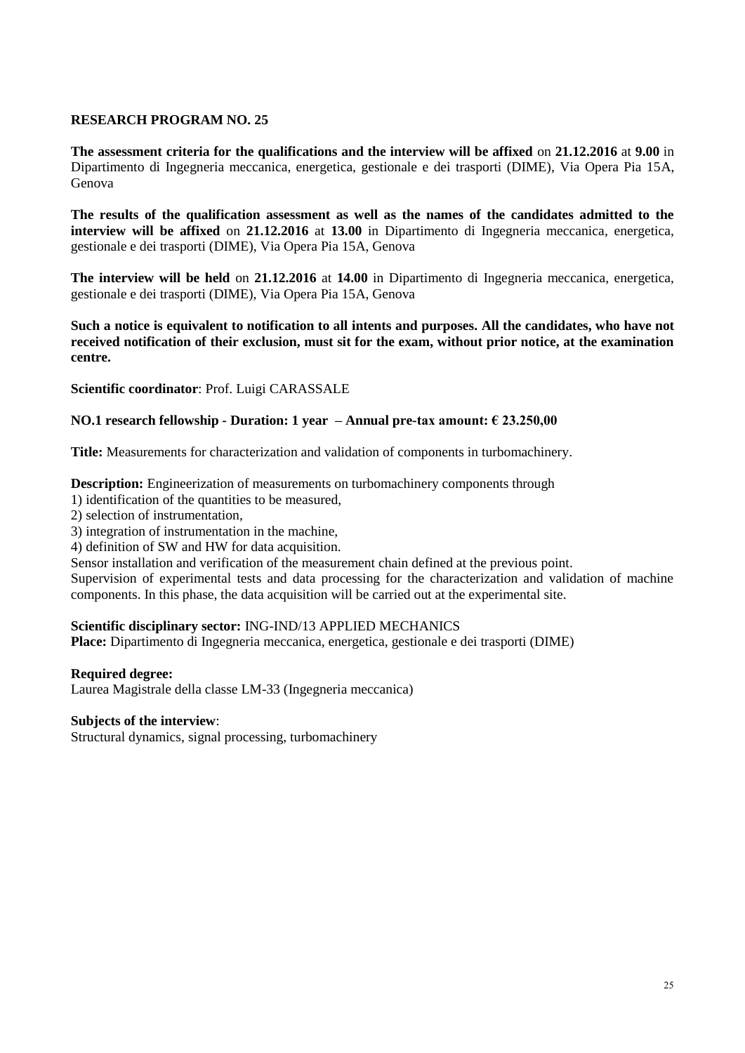**RESEARCH PROGRAM NO. 25**

**The assessment criteria for the qualifications and the interview will be affixed** on **21.12.2016** at **9.00** in Dipartimento di Ingegneria meccanica, energetica, gestionale e dei trasporti (DIME), Via Opera Pia 15A, Genova

**The results of the qualification assessment as well as the names of the candidates admitted to the interview will be affixed** on **21.12.2016** at **13.00** in Dipartimento di Ingegneria meccanica, energetica, gestionale e dei trasporti (DIME), Via Opera Pia 15A, Genova

**The interview will be held** on **21.12.2016** at **14.00** in Dipartimento di Ingegneria meccanica, energetica, gestionale e dei trasporti (DIME), Via Opera Pia 15A, Genova

**Such a notice is equivalent to notification to all intents and purposes. All the candidates, who have not received notification of their exclusion, must sit for the exam, without prior notice, at the examination centre.**

**Scientific coordinator**: Prof. Luigi CARASSALE

**NO.1 research fellowship - Duration: 1 year – Annual pre-tax amount: € 23.250,00**

**Title:** Measurements for characterization and validation of components in turbomachinery.

**Description:** Engineerization of measurements on turbomachinery components through
1) identification of the quantities to be measured,
2) selection of instrumentation,
3) integration of instrumentation in the machine,
4) definition of SW and HW for data acquisition.

Sensor installation and verification of the measurement chain defined at the previous point.
Supervision of experimental tests and data processing for the characterization and validation of machine components. In this phase, the data acquisition will be carried out at the experimental site.

**Scientific disciplinary sector:** ING-IND/13 APPLIED MECHANICS
**Place:** Dipartimento di Ingegneria meccanica, energetica, gestionale e dei trasporti (DIME)

**Required degree:**
Laurea Magistrale della classe LM-33 (Ingegneria meccanica)

**Subjects of the interview**:
Structural dynamics, signal processing, turbomachinery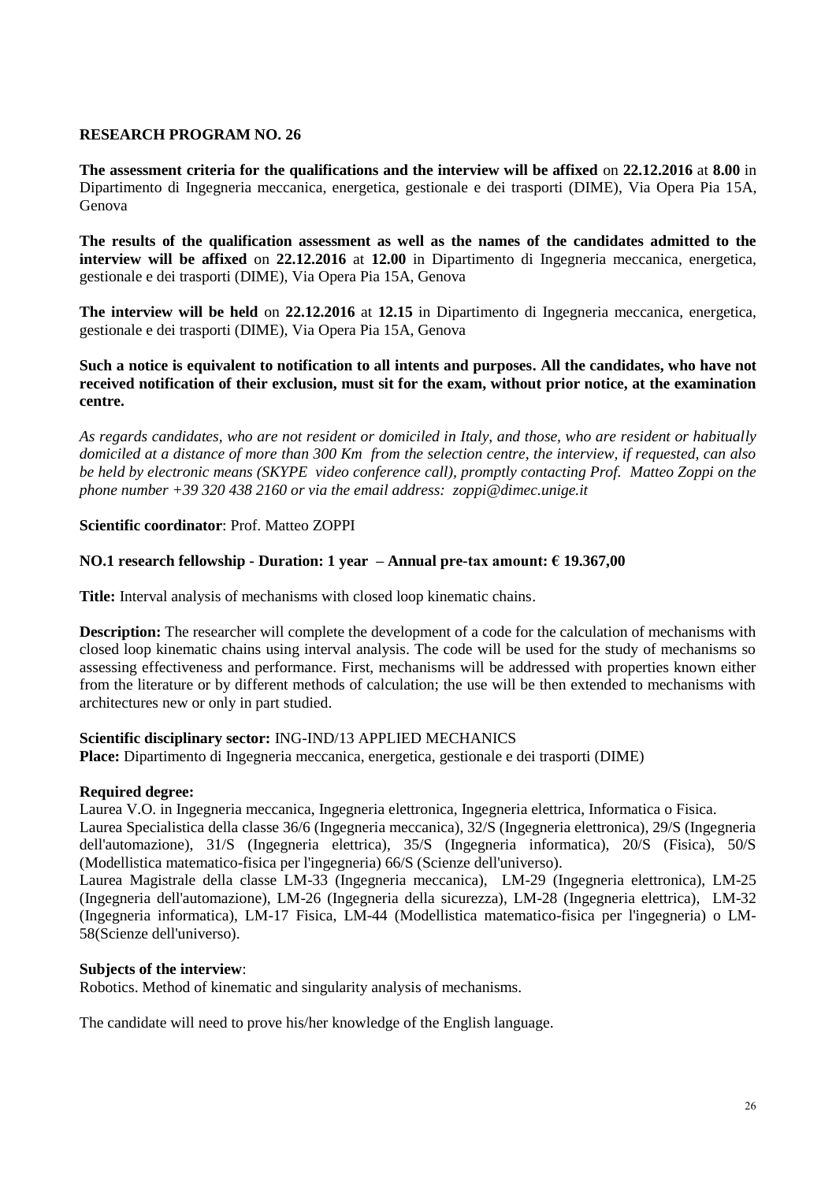**RESEARCH PROGRAM NO. 26**

**The assessment criteria for the qualifications and the interview will be affixed** on **22.12.2016** at **8.00** in Dipartimento di Ingegneria meccanica, energetica, gestionale e dei trasporti (DIME), Via Opera Pia 15A, Genova

**The results of the qualification assessment as well as the names of the candidates admitted to the interview will be affixed** on **22.12.2016** at **12.00** in Dipartimento di Ingegneria meccanica, energetica, gestionale e dei trasporti (DIME), Via Opera Pia 15A, Genova

**The interview will be held** on **22.12.2016** at **12.15** in Dipartimento di Ingegneria meccanica, energetica, gestionale e dei trasporti (DIME), Via Opera Pia 15A, Genova

**Such a notice is equivalent to notification to all intents and purposes. All the candidates, who have not received notification of their exclusion, must sit for the exam, without prior notice, at the examination centre.**

*As regards candidates, who are not resident or domiciled in Italy, and those, who are resident or habitually domiciled at a distance of more than 300 Km from the selection centre, the interview, if requested, can also be held by electronic means (SKYPE video conference call), promptly contacting Prof. Matteo Zoppi on the phone number +39 320 438 2160 or via the email address: zoppi@dimec.unige.it*

**Scientific coordinator**: Prof. Matteo ZOPPI

**NO.1 research fellowship - Duration: 1 year – Annual pre-tax amount: € 19.367,00**

**Title:** Interval analysis of mechanisms with closed loop kinematic chains.

**Description:** The researcher will complete the development of a code for the calculation of mechanisms with closed loop kinematic chains using interval analysis. The code will be used for the study of mechanisms so assessing effectiveness and performance. First, mechanisms will be addressed with properties known either from the literature or by different methods of calculation; the use will be then extended to mechanisms with architectures new or only in part studied.

**Scientific disciplinary sector:** ING-IND/13 APPLIED MECHANICS
**Place:** Dipartimento di Ingegneria meccanica, energetica, gestionale e dei trasporti (DIME)

**Required degree:**
Laurea V.O. in Ingegneria meccanica, Ingegneria elettronica, Ingegneria elettrica, Informatica o Fisica.
Laurea Specialistica della classe 36/6 (Ingegneria meccanica), 32/S (Ingegneria elettronica), 29/S (Ingegneria dell'automazione), 31/S (Ingegneria elettrica), 35/S (Ingegneria informatica), 20/S (Fisica), 50/S (Modellistica matematico-fisica per l'ingegneria) 66/S (Scienze dell'universo).
Laurea Magistrale della classe LM-33 (Ingegneria meccanica), LM-29 (Ingegneria elettronica), LM-25 (Ingegneria dell'automazione), LM-26 (Ingegneria della sicurezza), LM-28 (Ingegneria elettrica), LM-32 (Ingegneria informatica), LM-17 Fisica, LM-44 (Modellistica matematico-fisica per l'ingegneria) o LM-58(Scienze dell'universo).

**Subjects of the interview**:
Robotics. Method of kinematic and singularity analysis of mechanisms.

The candidate will need to prove his/her knowledge of the English language.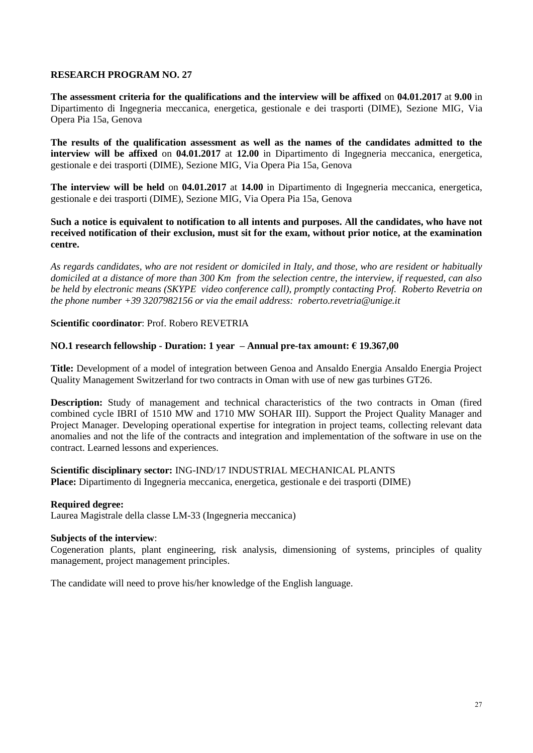**RESEARCH PROGRAM NO. 27**

**The assessment criteria for the qualifications and the interview will be affixed** on **04.01.2017** at **9.00** in Dipartimento di Ingegneria meccanica, energetica, gestionale e dei trasporti (DIME), Sezione MIG, Via Opera Pia 15a, Genova

**The results of the qualification assessment as well as the names of the candidates admitted to the interview will be affixed** on **04.01.2017** at **12.00** in Dipartimento di Ingegneria meccanica, energetica, gestionale e dei trasporti (DIME), Sezione MIG, Via Opera Pia 15a, Genova

**The interview will be held** on **04.01.2017** at **14.00** in Dipartimento di Ingegneria meccanica, energetica, gestionale e dei trasporti (DIME), Sezione MIG, Via Opera Pia 15a, Genova

**Such a notice is equivalent to notification to all intents and purposes. All the candidates, who have not received notification of their exclusion, must sit for the exam, without prior notice, at the examination centre.**

*As regards candidates, who are not resident or domiciled in Italy, and those, who are resident or habitually domiciled at a distance of more than 300 Km from the selection centre, the interview, if requested, can also be held by electronic means (SKYPE video conference call), promptly contacting Prof. Roberto Revetria on the phone number +39 3207982156 or via the email address: roberto.revetria@unige.it*

**Scientific coordinator**: Prof. Robero REVETRIA

**NO.1 research fellowship - Duration: 1 year – Annual pre-tax amount: € 19.367,00**

**Title:** Development of a model of integration between Genoa and Ansaldo Energia Ansaldo Energia Project Quality Management Switzerland for two contracts in Oman with use of new gas turbines GT26.

**Description:** Study of management and technical characteristics of the two contracts in Oman (fired combined cycle IBRI of 1510 MW and 1710 MW SOHAR III). Support the Project Quality Manager and Project Manager. Developing operational expertise for integration in project teams, collecting relevant data anomalies and not the life of the contracts and integration and implementation of the software in use on the contract. Learned lessons and experiences.

**Scientific disciplinary sector:** ING-IND/17 INDUSTRIAL MECHANICAL PLANTS
**Place:** Dipartimento di Ingegneria meccanica, energetica, gestionale e dei trasporti (DIME)

**Required degree:**
Laurea Magistrale della classe LM-33 (Ingegneria meccanica)

**Subjects of the interview**:
Cogeneration plants, plant engineering, risk analysis, dimensioning of systems, principles of quality management, project management principles.

The candidate will need to prove his/her knowledge of the English language.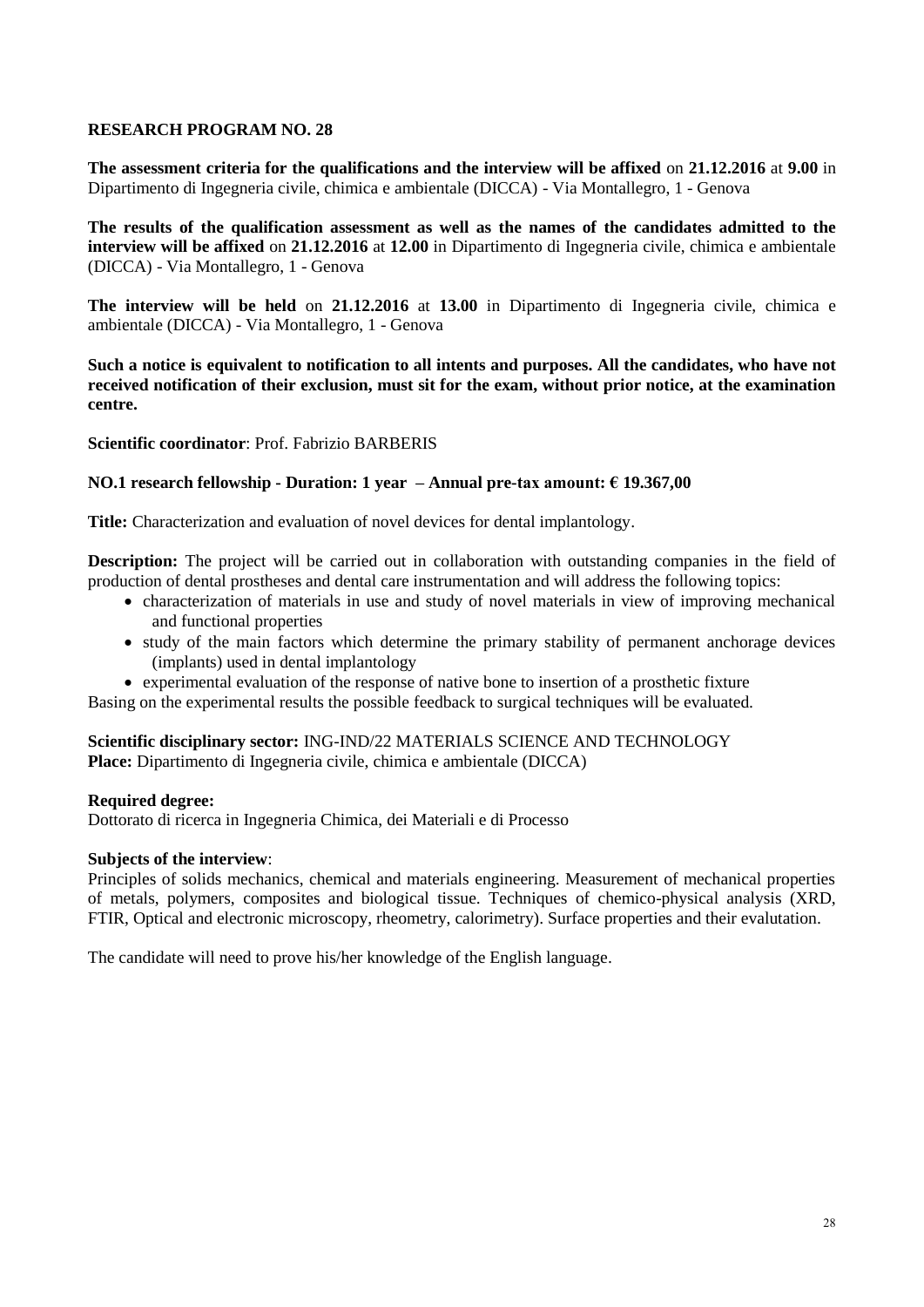**RESEARCH PROGRAM NO. 28**

**The assessment criteria for the qualifications and the interview will be affixed** on **21.12.2016** at **9.00** in Dipartimento di Ingegneria civile, chimica e ambientale (DICCA) - Via Montallegro, 1 - Genova

**The results of the qualification assessment as well as the names of the candidates admitted to the interview will be affixed** on **21.12.2016** at **12.00** in Dipartimento di Ingegneria civile, chimica e ambientale (DICCA) - Via Montallegro, 1 - Genova

**The interview will be held** on **21.12.2016** at **13.00** in Dipartimento di Ingegneria civile, chimica e ambientale (DICCA) - Via Montallegro, 1 - Genova

**Such a notice is equivalent to notification to all intents and purposes. All the candidates, who have not received notification of their exclusion, must sit for the exam, without prior notice, at the examination centre.**

**Scientific coordinator**: Prof. Fabrizio BARBERIS

**NO.1 research fellowship - Duration: 1 year – Annual pre-tax amount: € 19.367,00**

**Title:** Characterization and evaluation of novel devices for dental implantology.

**Description:** The project will be carried out in collaboration with outstanding companies in the field of production of dental prostheses and dental care instrumentation and will address the following topics:

- characterization of materials in use and study of novel materials in view of improving mechanical and functional properties
- study of the main factors which determine the primary stability of permanent anchorage devices (implants) used in dental implantology
- experimental evaluation of the response of native bone to insertion of a prosthetic fixture

Basing on the experimental results the possible feedback to surgical techniques will be evaluated.

**Scientific disciplinary sector:** ING-IND/22 MATERIALS SCIENCE AND TECHNOLOGY
**Place:** Dipartimento di Ingegneria civile, chimica e ambientale (DICCA)

**Required degree:**
Dottorato di ricerca in Ingegneria Chimica, dei Materiali e di Processo

**Subjects of the interview**:
Principles of solids mechanics, chemical and materials engineering. Measurement of mechanical properties of metals, polymers, composites and biological tissue. Techniques of chemico-physical analysis (XRD, FTIR, Optical and electronic microscopy, rheometry, calorimetry). Surface properties and their evalutation.

The candidate will need to prove his/her knowledge of the English language.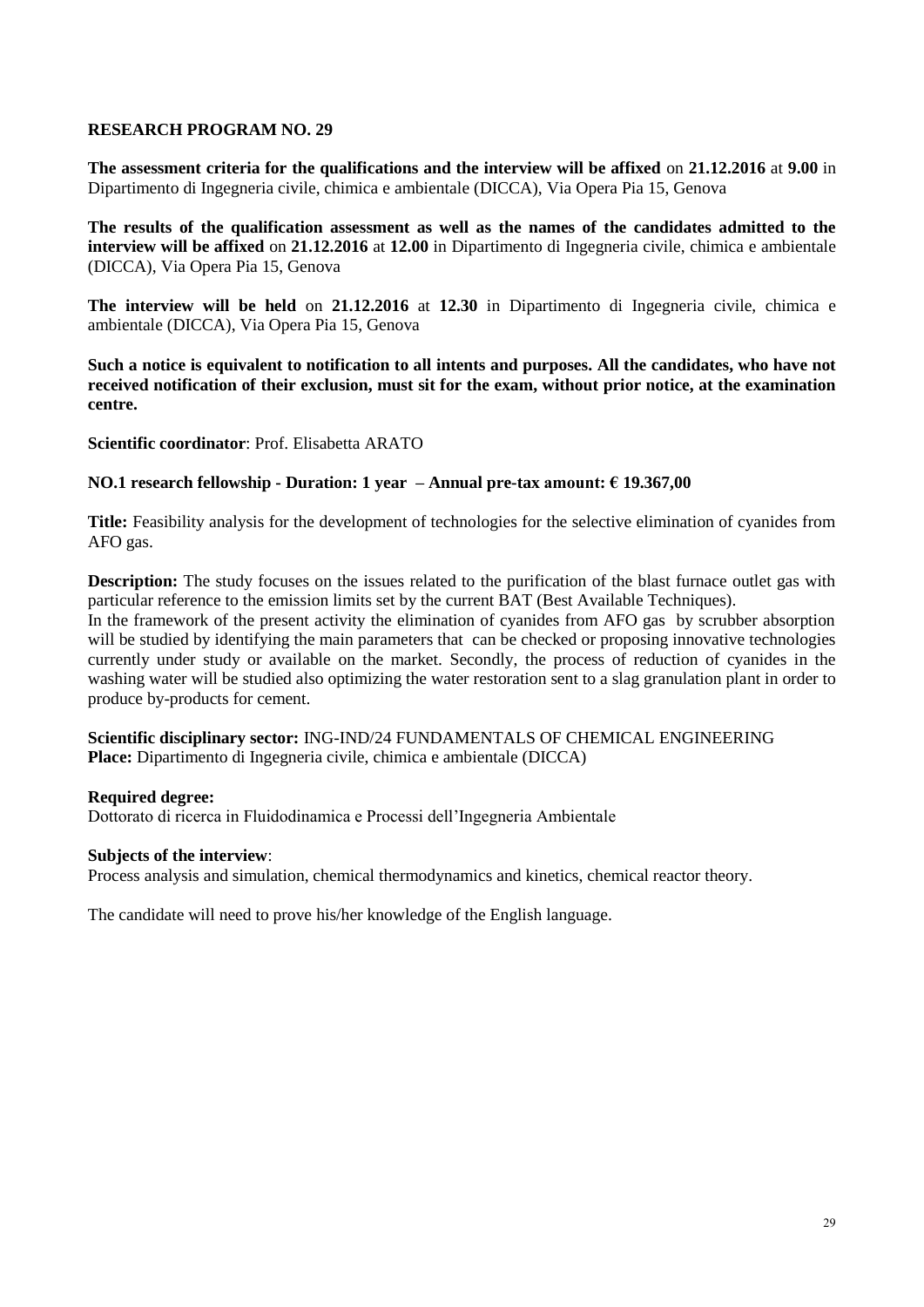## RESEARCH PROGRAM NO. 29

**The assessment criteria for the qualifications and the interview will be affixed** on **21.12.2016** at **9.00** in Dipartimento di Ingegneria civile, chimica e ambientale (DICCA), Via Opera Pia 15, Genova

**The results of the qualification assessment as well as the names of the candidates admitted to the interview will be affixed** on **21.12.2016** at **12.00** in Dipartimento di Ingegneria civile, chimica e ambientale (DICCA), Via Opera Pia 15, Genova

**The interview will be held** on **21.12.2016** at **12.30** in Dipartimento di Ingegneria civile, chimica e ambientale (DICCA), Via Opera Pia 15, Genova

**Such a notice is equivalent to notification to all intents and purposes. All the candidates, who have not received notification of their exclusion, must sit for the exam, without prior notice, at the examination centre.**

**Scientific coordinator**: Prof. Elisabetta ARATO

**NO.1 research fellowship - Duration: 1 year – Annual pre-tax amount: € 19.367,00**

**Title:** Feasibility analysis for the development of technologies for the selective elimination of cyanides from AFO gas.

**Description:** The study focuses on the issues related to the purification of the blast furnace outlet gas with particular reference to the emission limits set by the current BAT (Best Available Techniques).
In the framework of the present activity the elimination of cyanides from AFO gas by scrubber absorption will be studied by identifying the main parameters that can be checked or proposing innovative technologies currently under study or available on the market. Secondly, the process of reduction of cyanides in the washing water will be studied also optimizing the water restoration sent to a slag granulation plant in order to produce by-products for cement.

**Scientific disciplinary sector:** ING-IND/24 FUNDAMENTALS OF CHEMICAL ENGINEERING
**Place:** Dipartimento di Ingegneria civile, chimica e ambientale (DICCA)

**Required degree:**
Dottorato di ricerca in Fluidodinamica e Processi dell'Ingegneria Ambientale

**Subjects of the interview**:
Process analysis and simulation, chemical thermodynamics and kinetics, chemical reactor theory.

The candidate will need to prove his/her knowledge of the English language.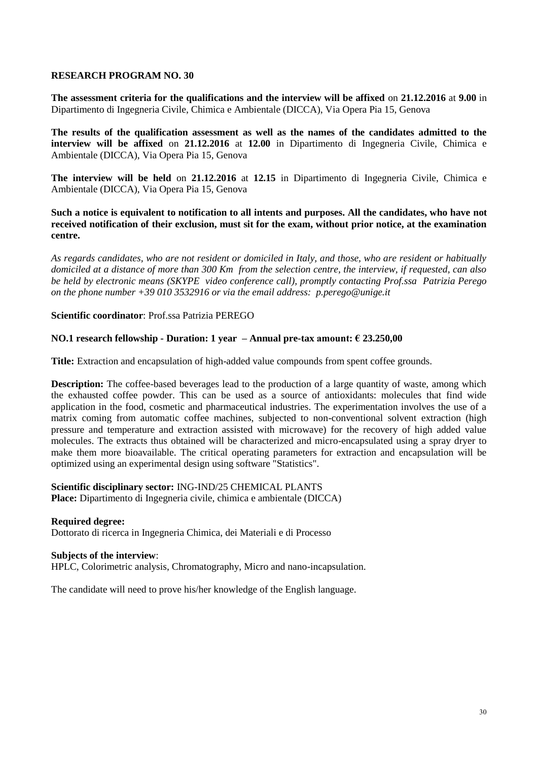**RESEARCH PROGRAM NO. 30**

**The assessment criteria for the qualifications and the interview will be affixed** on **21.12.2016** at **9.00** in Dipartimento di Ingegneria Civile, Chimica e Ambientale (DICCA), Via Opera Pia 15, Genova

**The results of the qualification assessment as well as the names of the candidates admitted to the interview will be affixed** on **21.12.2016** at **12.00** in Dipartimento di Ingegneria Civile, Chimica e Ambientale (DICCA), Via Opera Pia 15, Genova

**The interview will be held** on **21.12.2016** at **12.15** in Dipartimento di Ingegneria Civile, Chimica e Ambientale (DICCA), Via Opera Pia 15, Genova

**Such a notice is equivalent to notification to all intents and purposes. All the candidates, who have not received notification of their exclusion, must sit for the exam, without prior notice, at the examination centre.**

*As regards candidates, who are not resident or domiciled in Italy, and those, who are resident or habitually domiciled at a distance of more than 300 Km from the selection centre, the interview, if requested, can also be held by electronic means (SKYPE video conference call), promptly contacting Prof.ssa Patrizia Perego on the phone number +39 010 3532916 or via the email address: p.perego@unige.it*

**Scientific coordinator**: Prof.ssa Patrizia PEREGO

**NO.1 research fellowship - Duration: 1 year – Annual pre-tax amount: € 23.250,00**

**Title:** Extraction and encapsulation of high-added value compounds from spent coffee grounds.

**Description:** The coffee-based beverages lead to the production of a large quantity of waste, among which the exhausted coffee powder. This can be used as a source of antioxidants: molecules that find wide application in the food, cosmetic and pharmaceutical industries. The experimentation involves the use of a matrix coming from automatic coffee machines, subjected to non-conventional solvent extraction (high pressure and temperature and extraction assisted with microwave) for the recovery of high added value molecules. The extracts thus obtained will be characterized and micro-encapsulated using a spray dryer to make them more bioavailable. The critical operating parameters for extraction and encapsulation will be optimized using an experimental design using software "Statistics".

**Scientific disciplinary sector:** ING-IND/25 CHEMICAL PLANTS
**Place:** Dipartimento di Ingegneria civile, chimica e ambientale (DICCA)

**Required degree:**
Dottorato di ricerca in Ingegneria Chimica, dei Materiali e di Processo

**Subjects of the interview**:
HPLC, Colorimetric analysis, Chromatography, Micro and nano-incapsulation.

The candidate will need to prove his/her knowledge of the English language.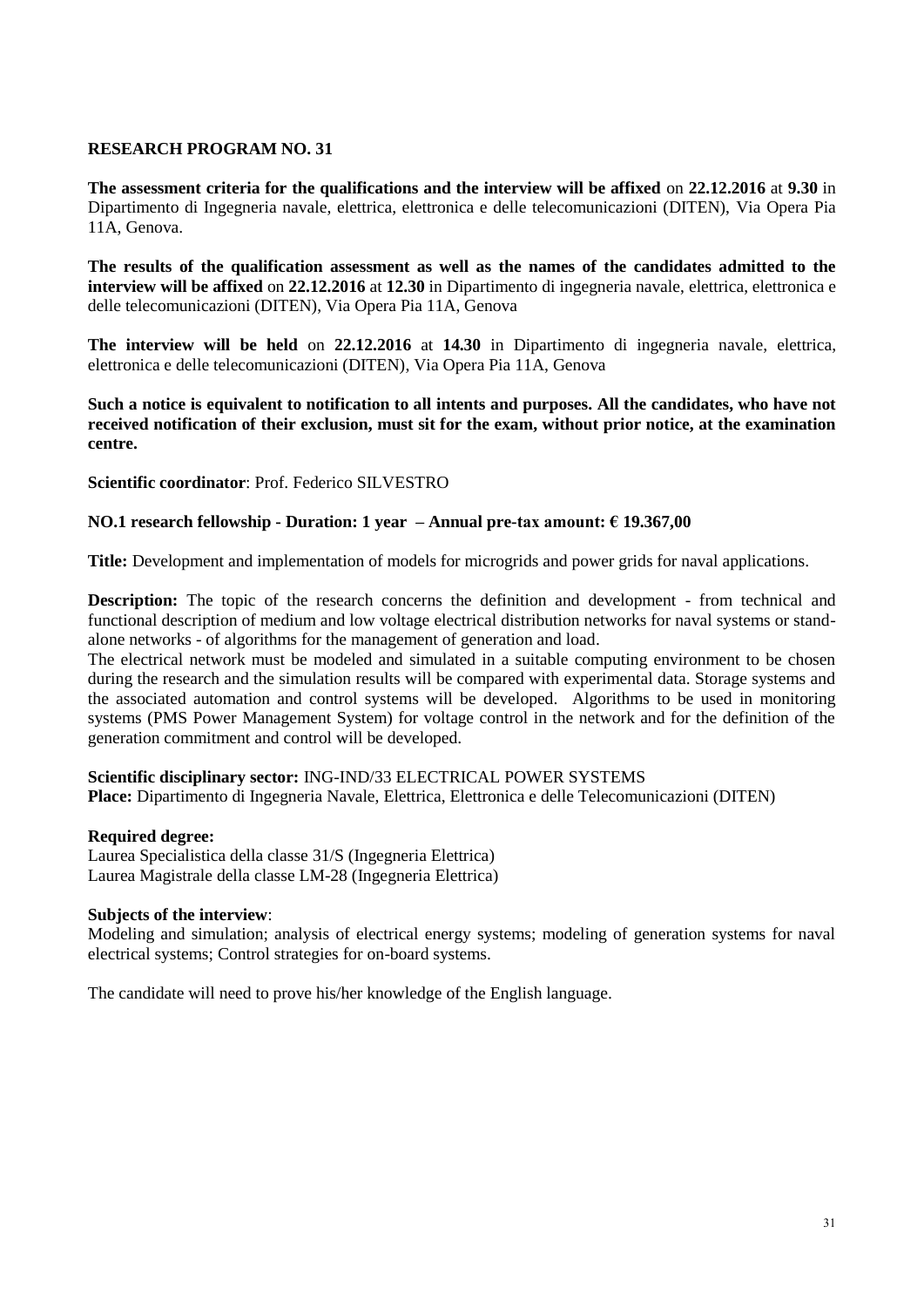## RESEARCH PROGRAM NO. 31

**The assessment criteria for the qualifications and the interview will be affixed** on **22.12.2016** at **9.30** in Dipartimento di Ingegneria navale, elettrica, elettronica e delle telecomunicazioni (DITEN), Via Opera Pia 11A, Genova.

**The results of the qualification assessment as well as the names of the candidates admitted to the interview will be affixed** on **22.12.2016** at **12.30** in Dipartimento di ingegneria navale, elettrica, elettronica e delle telecomunicazioni (DITEN), Via Opera Pia 11A, Genova

**The interview will be held** on **22.12.2016** at **14.30** in Dipartimento di ingegneria navale, elettrica, elettronica e delle telecomunicazioni (DITEN), Via Opera Pia 11A, Genova

**Such a notice is equivalent to notification to all intents and purposes. All the candidates, who have not received notification of their exclusion, must sit for the exam, without prior notice, at the examination centre.**

**Scientific coordinator**: Prof. Federico SILVESTRO

**NO.1 research fellowship - Duration: 1 year – Annual pre-tax amount: € 19.367,00**

**Title:** Development and implementation of models for microgrids and power grids for naval applications.

**Description:** The topic of the research concerns the definition and development - from technical and functional description of medium and low voltage electrical distribution networks for naval systems or stand-alone networks - of algorithms for the management of generation and load.
The electrical network must be modeled and simulated in a suitable computing environment to be chosen during the research and the simulation results will be compared with experimental data. Storage systems and the associated automation and control systems will be developed. Algorithms to be used in monitoring systems (PMS Power Management System) for voltage control in the network and for the definition of the generation commitment and control will be developed.

**Scientific disciplinary sector:** ING-IND/33 ELECTRICAL POWER SYSTEMS
**Place:** Dipartimento di Ingegneria Navale, Elettrica, Elettronica e delle Telecomunicazioni (DITEN)

**Required degree:**
Laurea Specialistica della classe 31/S (Ingegneria Elettrica)
Laurea Magistrale della classe LM-28 (Ingegneria Elettrica)

**Subjects of the interview**:
Modeling and simulation; analysis of electrical energy systems; modeling of generation systems for naval electrical systems; Control strategies for on-board systems.

The candidate will need to prove his/her knowledge of the English language.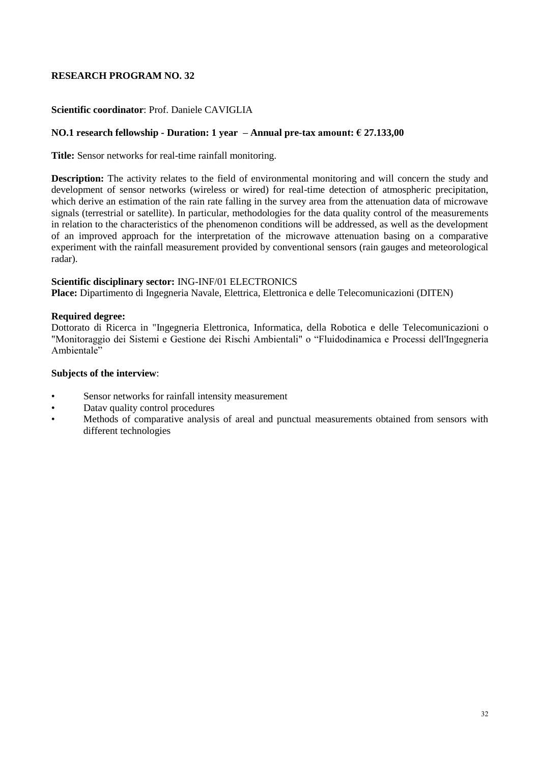**RESEARCH PROGRAM NO. 32**

**Scientific coordinator**: Prof. Daniele CAVIGLIA

**NO.1 research fellowship - Duration: 1 year – Annual pre-tax amount: € 27.133,00**

**Title:** Sensor networks for real-time rainfall monitoring.

**Description:** The activity relates to the field of environmental monitoring and will concern the study and development of sensor networks (wireless or wired) for real-time detection of atmospheric precipitation, which derive an estimation of the rain rate falling in the survey area from the attenuation data of microwave signals (terrestrial or satellite). In particular, methodologies for the data quality control of the measurements in relation to the characteristics of the phenomenon conditions will be addressed, as well as the development of an improved approach for the interpretation of the microwave attenuation basing on a comparative experiment with the rainfall measurement provided by conventional sensors (rain gauges and meteorological radar).

**Scientific disciplinary sector:** ING-INF/01 ELECTRONICS
**Place:** Dipartimento di Ingegneria Navale, Elettrica, Elettronica e delle Telecomunicazioni (DITEN)

**Required degree:**
Dottorato di Ricerca in "Ingegneria Elettronica, Informatica, della Robotica e delle Telecomunicazioni o "Monitoraggio dei Sistemi e Gestione dei Rischi Ambientali" o “Fluidodinamica e Processi dell'Ingegneria Ambientale”

**Subjects of the interview**:

- Sensor networks for rainfall intensity measurement
- Datav quality control procedures
- Methods of comparative analysis of areal and punctual measurements obtained from sensors with different technologies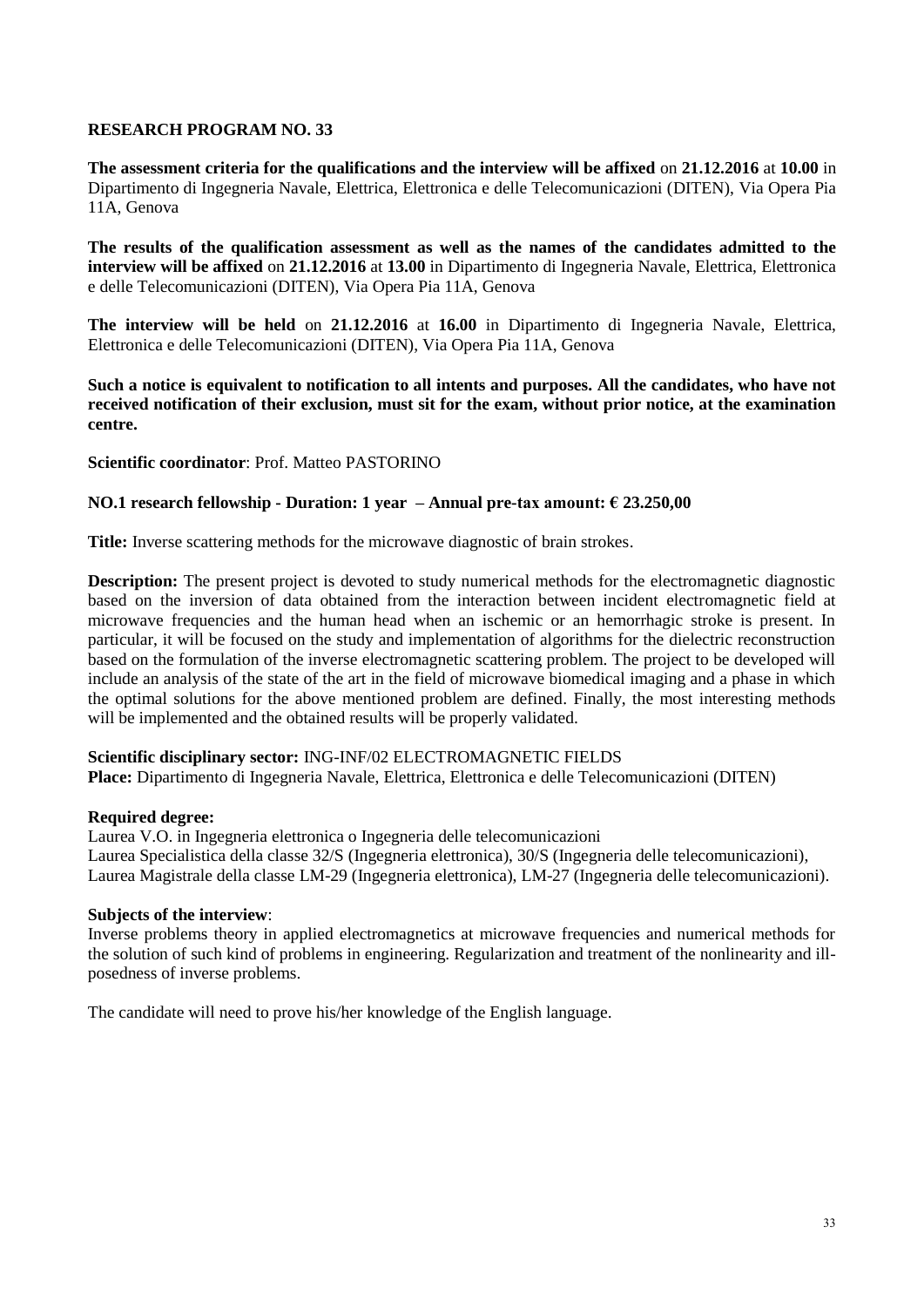**RESEARCH PROGRAM NO. 33**

**The assessment criteria for the qualifications and the interview will be affixed** on **21.12.2016** at **10.00** in Dipartimento di Ingegneria Navale, Elettrica, Elettronica e delle Telecomunicazioni (DITEN), Via Opera Pia 11A, Genova

**The results of the qualification assessment as well as the names of the candidates admitted to the interview will be affixed** on **21.12.2016** at **13.00** in Dipartimento di Ingegneria Navale, Elettrica, Elettronica e delle Telecomunicazioni (DITEN), Via Opera Pia 11A, Genova

**The interview will be held** on **21.12.2016** at **16.00** in Dipartimento di Ingegneria Navale, Elettrica, Elettronica e delle Telecomunicazioni (DITEN), Via Opera Pia 11A, Genova

**Such a notice is equivalent to notification to all intents and purposes. All the candidates, who have not received notification of their exclusion, must sit for the exam, without prior notice, at the examination centre.**

**Scientific coordinator**: Prof. Matteo PASTORINO

**NO.1 research fellowship - Duration: 1 year – Annual pre-tax amount: € 23.250,00**

**Title:** Inverse scattering methods for the microwave diagnostic of brain strokes.

**Description:** The present project is devoted to study numerical methods for the electromagnetic diagnostic based on the inversion of data obtained from the interaction between incident electromagnetic field at microwave frequencies and the human head when an ischemic or an hemorrhagic stroke is present. In particular, it will be focused on the study and implementation of algorithms for the dielectric reconstruction based on the formulation of the inverse electromagnetic scattering problem. The project to be developed will include an analysis of the state of the art in the field of microwave biomedical imaging and a phase in which the optimal solutions for the above mentioned problem are defined. Finally, the most interesting methods will be implemented and the obtained results will be properly validated.

**Scientific disciplinary sector:** ING-INF/02 ELECTROMAGNETIC FIELDS
**Place:** Dipartimento di Ingegneria Navale, Elettrica, Elettronica e delle Telecomunicazioni (DITEN)

**Required degree:**
Laurea V.O. in Ingegneria elettronica o Ingegneria delle telecomunicazioni
Laurea Specialistica della classe 32/S (Ingegneria elettronica), 30/S (Ingegneria delle telecomunicazioni),
Laurea Magistrale della classe LM-29 (Ingegneria elettronica), LM-27 (Ingegneria delle telecomunicazioni).

**Subjects of the interview**:
Inverse problems theory in applied electromagnetics at microwave frequencies and numerical methods for the solution of such kind of problems in engineering. Regularization and treatment of the nonlinearity and ill-posedness of inverse problems.

The candidate will need to prove his/her knowledge of the English language.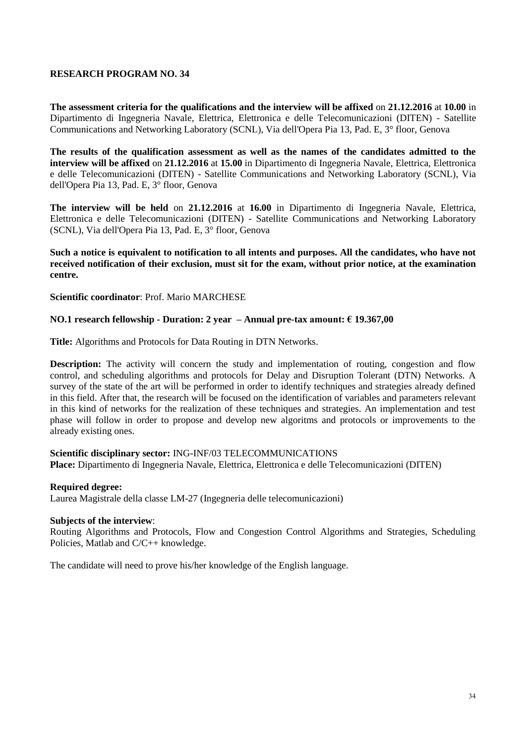**RESEARCH PROGRAM NO. 34**

**The assessment criteria for the qualifications and the interview will be affixed** on **21.12.2016** at **10.00** in Dipartimento di Ingegneria Navale, Elettrica, Elettronica e delle Telecomunicazioni (DITEN) - Satellite Communications and Networking Laboratory (SCNL), Via dell'Opera Pia 13, Pad. E, 3° floor, Genova

**The results of the qualification assessment as well as the names of the candidates admitted to the interview will be affixed** on **21.12.2016** at **15.00** in Dipartimento di Ingegneria Navale, Elettrica, Elettronica e delle Telecomunicazioni (DITEN) - Satellite Communications and Networking Laboratory (SCNL), Via dell'Opera Pia 13, Pad. E, 3° floor, Genova

**The interview will be held** on **21.12.2016** at **16.00** in Dipartimento di Ingegneria Navale, Elettrica, Elettronica e delle Telecomunicazioni (DITEN) - Satellite Communications and Networking Laboratory (SCNL), Via dell'Opera Pia 13, Pad. E, 3° floor, Genova

**Such a notice is equivalent to notification to all intents and purposes. All the candidates, who have not received notification of their exclusion, must sit for the exam, without prior notice, at the examination centre.**

**Scientific coordinator**: Prof. Mario MARCHESE

**NO.1 research fellowship - Duration: 2 year – Annual pre-tax amount: € 19.367,00**

**Title:** Algorithms and Protocols for Data Routing in DTN Networks.

**Description:** The activity will concern the study and implementation of routing, congestion and flow control, and scheduling algorithms and protocols for Delay and Disruption Tolerant (DTN) Networks. A survey of the state of the art will be performed in order to identify techniques and strategies already defined in this field. After that, the research will be focused on the identification of variables and parameters relevant in this kind of networks for the realization of these techniques and strategies. An implementation and test phase will follow in order to propose and develop new algoritms and protocols or improvements to the already existing ones.

**Scientific disciplinary sector:** ING-INF/03 TELECOMMUNICATIONS
**Place:** Dipartimento di Ingegneria Navale, Elettrica, Elettronica e delle Telecomunicazioni (DITEN)

**Required degree:**
Laurea Magistrale della classe LM-27 (Ingegneria delle telecomunicazioni)

**Subjects of the interview**:
Routing Algorithms and Protocols, Flow and Congestion Control Algorithms and Strategies, Scheduling Policies, Matlab and C/C++ knowledge.

The candidate will need to prove his/her knowledge of the English language.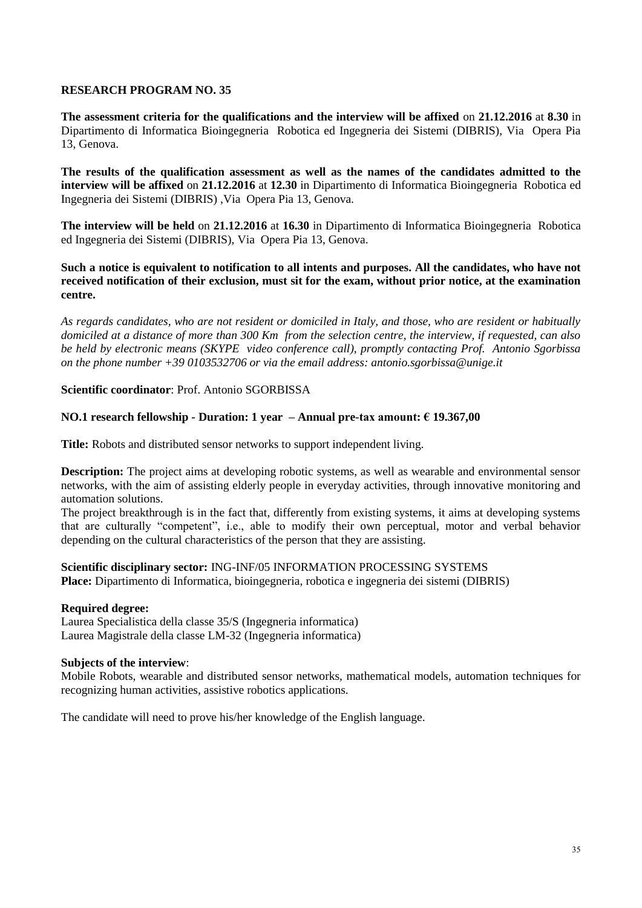## RESEARCH PROGRAM NO. 35

**The assessment criteria for the qualifications and the interview will be affixed** on **21.12.2016** at **8.30** in Dipartimento di Informatica Bioingegneria Robotica ed Ingegneria dei Sistemi (DIBRIS), Via Opera Pia 13, Genova.

**The results of the qualification assessment as well as the names of the candidates admitted to the interview will be affixed** on **21.12.2016** at **12.30** in Dipartimento di Informatica Bioingegneria Robotica ed Ingegneria dei Sistemi (DIBRIS) ,Via Opera Pia 13, Genova.

**The interview will be held** on **21.12.2016** at **16.30** in Dipartimento di Informatica Bioingegneria Robotica ed Ingegneria dei Sistemi (DIBRIS), Via Opera Pia 13, Genova.

**Such a notice is equivalent to notification to all intents and purposes. All the candidates, who have not received notification of their exclusion, must sit for the exam, without prior notice, at the examination centre.**

*As regards candidates, who are not resident or domiciled in Italy, and those, who are resident or habitually domiciled at a distance of more than 300 Km from the selection centre, the interview, if requested, can also be held by electronic means (SKYPE video conference call), promptly contacting Prof. Antonio Sgorbissa on the phone number +39 0103532706 or via the email address: antonio.sgorbissa@unige.it*

**Scientific coordinator**: Prof. Antonio SGORBISSA

**NO.1 research fellowship - Duration: 1 year – Annual pre-tax amount: € 19.367,00**

**Title:** Robots and distributed sensor networks to support independent living.

**Description:** The project aims at developing robotic systems, as well as wearable and environmental sensor networks, with the aim of assisting elderly people in everyday activities, through innovative monitoring and automation solutions.
The project breakthrough is in the fact that, differently from existing systems, it aims at developing systems that are culturally "competent", i.e., able to modify their own perceptual, motor and verbal behavior depending on the cultural characteristics of the person that they are assisting.

**Scientific disciplinary sector:** ING-INF/05 INFORMATION PROCESSING SYSTEMS
**Place:** Dipartimento di Informatica, bioingegneria, robotica e ingegneria dei sistemi (DIBRIS)

**Required degree:**
Laurea Specialistica della classe 35/S (Ingegneria informatica)
Laurea Magistrale della classe LM-32 (Ingegneria informatica)

**Subjects of the interview**:
Mobile Robots, wearable and distributed sensor networks, mathematical models, automation techniques for recognizing human activities, assistive robotics applications.

The candidate will need to prove his/her knowledge of the English language.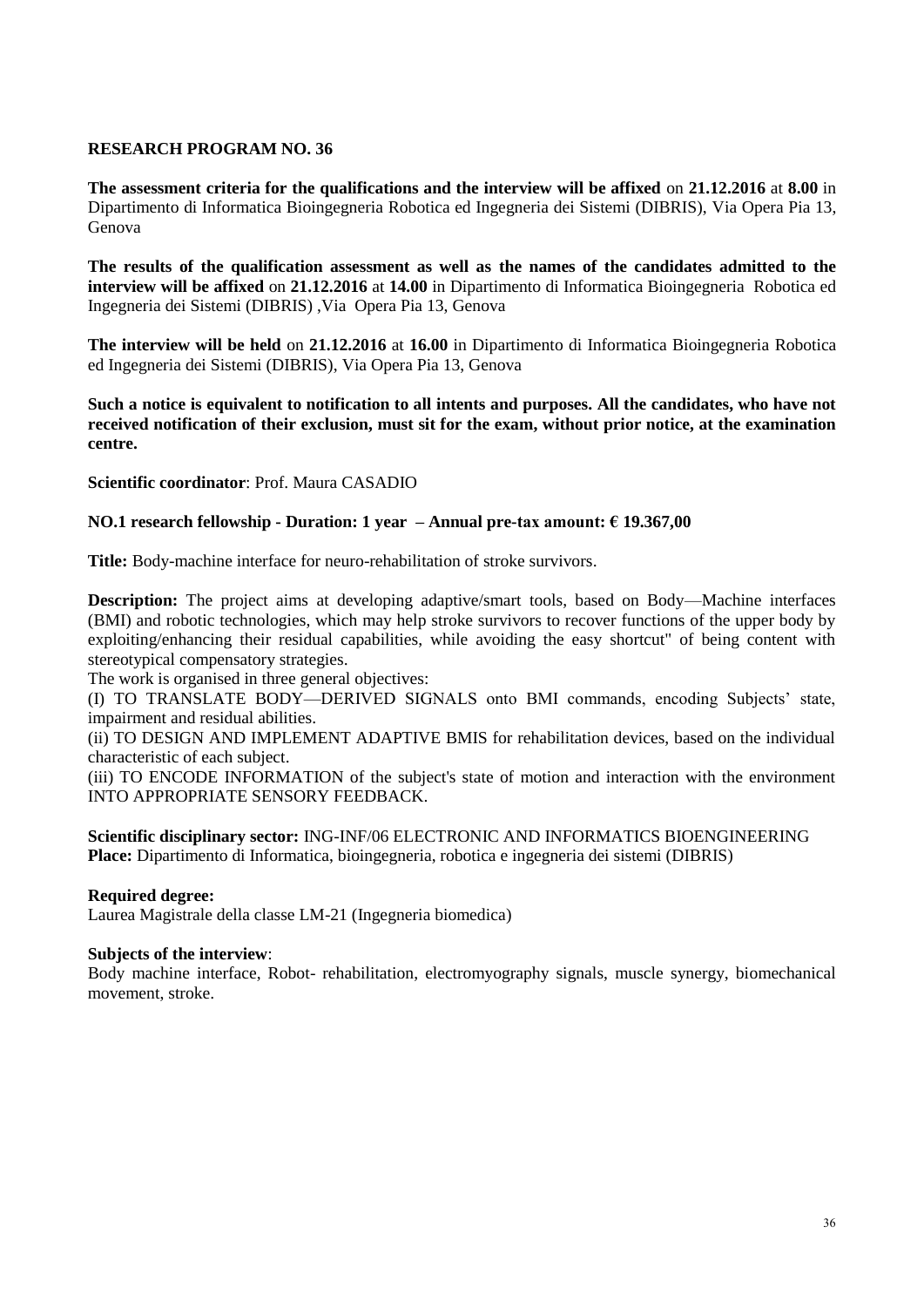## RESEARCH PROGRAM NO. 36

**The assessment criteria for the qualifications and the interview will be affixed** on **21.12.2016** at **8.00** in Dipartimento di Informatica Bioingegneria Robotica ed Ingegneria dei Sistemi (DIBRIS), Via Opera Pia 13, Genova

**The results of the qualification assessment as well as the names of the candidates admitted to the interview will be affixed** on **21.12.2016** at **14.00** in Dipartimento di Informatica Bioingegneria Robotica ed Ingegneria dei Sistemi (DIBRIS) ,Via Opera Pia 13, Genova

**The interview will be held** on **21.12.2016** at **16.00** in Dipartimento di Informatica Bioingegneria Robotica ed Ingegneria dei Sistemi (DIBRIS), Via Opera Pia 13, Genova

**Such a notice is equivalent to notification to all intents and purposes. All the candidates, who have not received notification of their exclusion, must sit for the exam, without prior notice, at the examination centre.**

**Scientific coordinator**: Prof. Maura CASADIO

**NO.1 research fellowship - Duration: 1 year – Annual pre-tax amount: € 19.367,00**

**Title:** Body-machine interface for neuro-rehabilitation of stroke survivors.

**Description:** The project aims at developing adaptive/smart tools, based on Body—Machine interfaces (BMI) and robotic technologies, which may help stroke survivors to recover functions of the upper body by exploiting/enhancing their residual capabilities, while avoiding the easy shortcut" of being content with stereotypical compensatory strategies.

The work is organised in three general objectives:

(I) TO TRANSLATE BODY—DERIVED SIGNALS onto BMI commands, encoding Subjects' state, impairment and residual abilities.

(ii) TO DESIGN AND IMPLEMENT ADAPTIVE BMIS for rehabilitation devices, based on the individual characteristic of each subject.

(iii) TO ENCODE INFORMATION of the subject's state of motion and interaction with the environment INTO APPROPRIATE SENSORY FEEDBACK.

**Scientific disciplinary sector:** ING-INF/06 ELECTRONIC AND INFORMATICS BIOENGINEERING
**Place:** Dipartimento di Informatica, bioingegneria, robotica e ingegneria dei sistemi (DIBRIS)

**Required degree:**
Laurea Magistrale della classe LM-21 (Ingegneria biomedica)

**Subjects of the interview**:
Body machine interface, Robot- rehabilitation, electromyography signals, muscle synergy, biomechanical movement, stroke.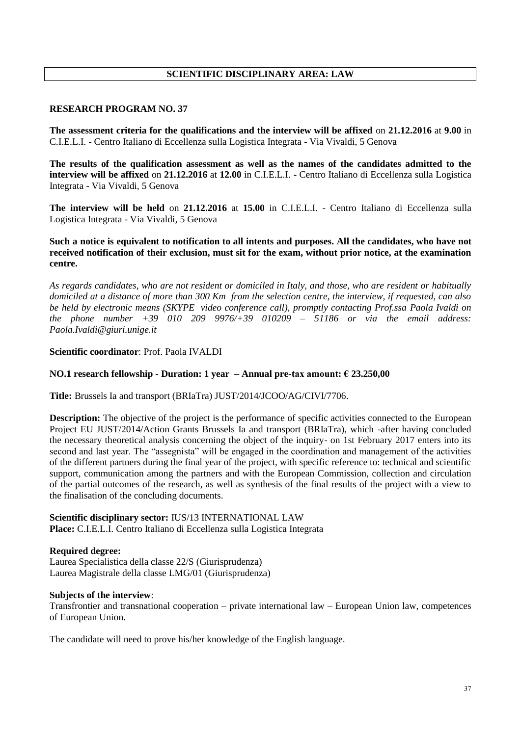## SCIENTIFIC DISCIPLINARY AREA: LAW

### RESEARCH PROGRAM NO. 37

**The assessment criteria for the qualifications and the interview will be affixed** on **21.12.2016** at **9.00** in C.I.E.L.I. - Centro Italiano di Eccellenza sulla Logistica Integrata - Via Vivaldi, 5 Genova

**The results of the qualification assessment as well as the names of the candidates admitted to the interview will be affixed** on **21.12.2016** at **12.00** in C.I.E.L.I. - Centro Italiano di Eccellenza sulla Logistica Integrata - Via Vivaldi, 5 Genova

**The interview will be held** on **21.12.2016** at **15.00** in C.I.E.L.I. - Centro Italiano di Eccellenza sulla Logistica Integrata - Via Vivaldi, 5 Genova

**Such a notice is equivalent to notification to all intents and purposes. All the candidates, who have not received notification of their exclusion, must sit for the exam, without prior notice, at the examination centre.**

*As regards candidates, who are not resident or domiciled in Italy, and those, who are resident or habitually domiciled at a distance of more than 300 Km from the selection centre, the interview, if requested, can also be held by electronic means (SKYPE video conference call), promptly contacting Prof.ssa Paola Ivaldi on the phone number +39 010 209 9976/+39 010209 – 51186 or via the email address: Paola.Ivaldi@giuri.unige.it*

**Scientific coordinator**: Prof. Paola IVALDI

**NO.1 research fellowship - Duration: 1 year – Annual pre-tax amount: € 23.250,00**

**Title:** Brussels Ia and transport (BRIaTra) JUST/2014/JCOO/AG/CIVI/7706.

**Description:** The objective of the project is the performance of specific activities connected to the European Project EU JUST/2014/Action Grants Brussels Ia and transport (BRIaTra), which -after having concluded the necessary theoretical analysis concerning the object of the inquiry- on 1st February 2017 enters into its second and last year. The "assegnista" will be engaged in the coordination and management of the activities of the different partners during the final year of the project, with specific reference to: technical and scientific support, communication among the partners and with the European Commission, collection and circulation of the partial outcomes of the research, as well as synthesis of the final results of the project with a view to the finalisation of the concluding documents.

**Scientific disciplinary sector:** IUS/13 INTERNATIONAL LAW
**Place:** C.I.E.L.I. Centro Italiano di Eccellenza sulla Logistica Integrata

**Required degree:**
Laurea Specialistica della classe 22/S (Giurisprudenza)
Laurea Magistrale della classe LMG/01 (Giurisprudenza)

**Subjects of the interview**:
Transfrontier and transnational cooperation – private international law – European Union law, competences of European Union.

The candidate will need to prove his/her knowledge of the English language.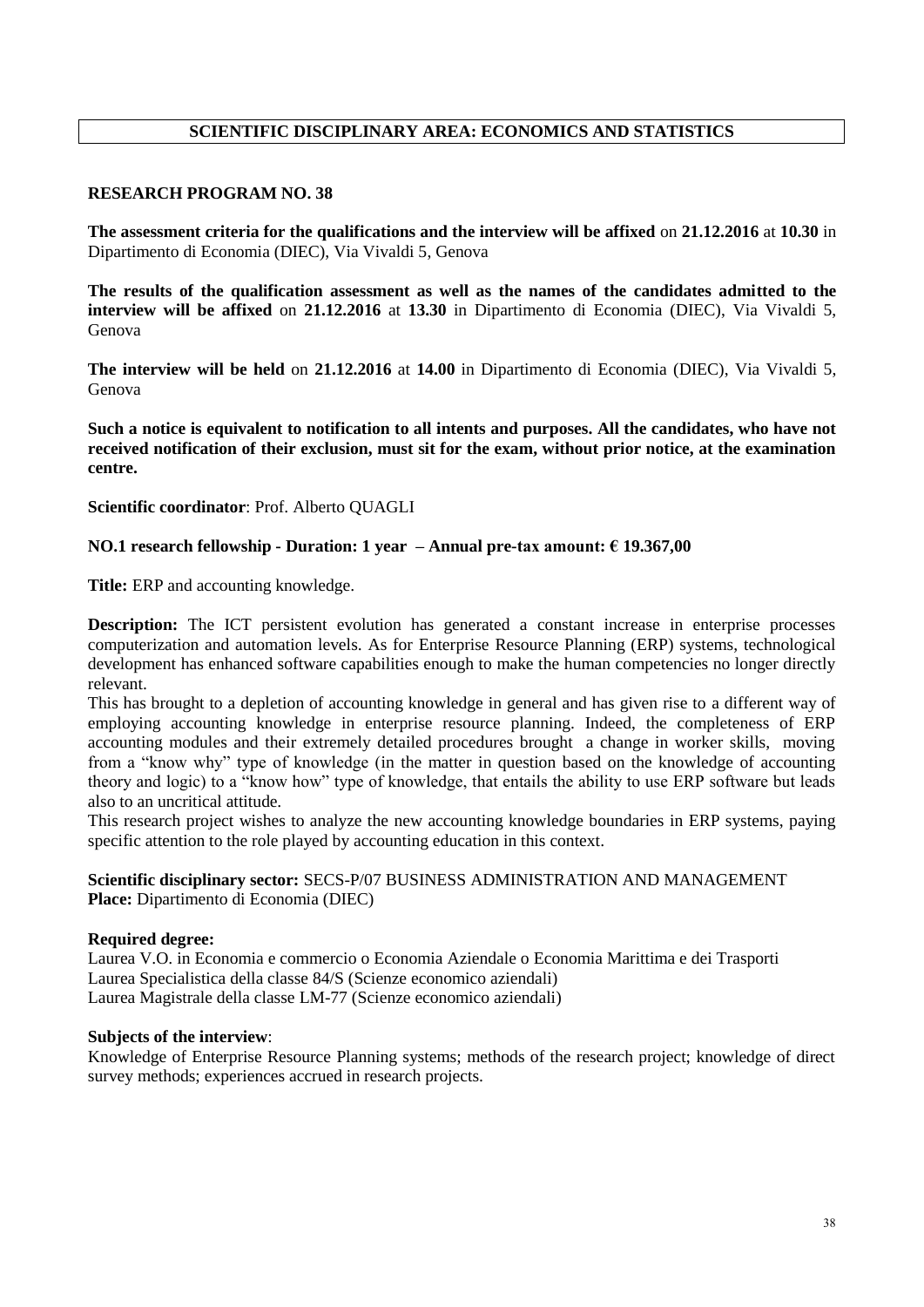## SCIENTIFIC DISCIPLINARY AREA: ECONOMICS AND STATISTICS

### RESEARCH PROGRAM NO. 38

**The assessment criteria for the qualifications and the interview will be affixed** on **21.12.2016** at **10.30** in Dipartimento di Economia (DIEC), Via Vivaldi 5, Genova

**The results of the qualification assessment as well as the names of the candidates admitted to the interview will be affixed** on **21.12.2016** at **13.30** in Dipartimento di Economia (DIEC), Via Vivaldi 5, Genova

**The interview will be held** on **21.12.2016** at **14.00** in Dipartimento di Economia (DIEC), Via Vivaldi 5, Genova

**Such a notice is equivalent to notification to all intents and purposes. All the candidates, who have not received notification of their exclusion, must sit for the exam, without prior notice, at the examination centre.**

**Scientific coordinator**: Prof. Alberto QUAGLI

**NO.1 research fellowship - Duration: 1 year – Annual pre-tax amount: € 19.367,00**

**Title:** ERP and accounting knowledge.

**Description:** The ICT persistent evolution has generated a constant increase in enterprise processes computerization and automation levels. As for Enterprise Resource Planning (ERP) systems, technological development has enhanced software capabilities enough to make the human competencies no longer directly relevant.
This has brought to a depletion of accounting knowledge in general and has given rise to a different way of employing accounting knowledge in enterprise resource planning. Indeed, the completeness of ERP accounting modules and their extremely detailed procedures brought a change in worker skills, moving from a "know why" type of knowledge (in the matter in question based on the knowledge of accounting theory and logic) to a "know how" type of knowledge, that entails the ability to use ERP software but leads also to an uncritical attitude.
This research project wishes to analyze the new accounting knowledge boundaries in ERP systems, paying specific attention to the role played by accounting education in this context.

**Scientific disciplinary sector:** SECS-P/07 BUSINESS ADMINISTRATION AND MANAGEMENT
**Place:** Dipartimento di Economia (DIEC)

**Required degree:**
Laurea V.O. in Economia e commercio o Economia Aziendale o Economia Marittima e dei Trasporti
Laurea Specialistica della classe 84/S (Scienze economico aziendali)
Laurea Magistrale della classe LM-77 (Scienze economico aziendali)

**Subjects of the interview**:
Knowledge of Enterprise Resource Planning systems; methods of the research project; knowledge of direct survey methods; experiences accrued in research projects.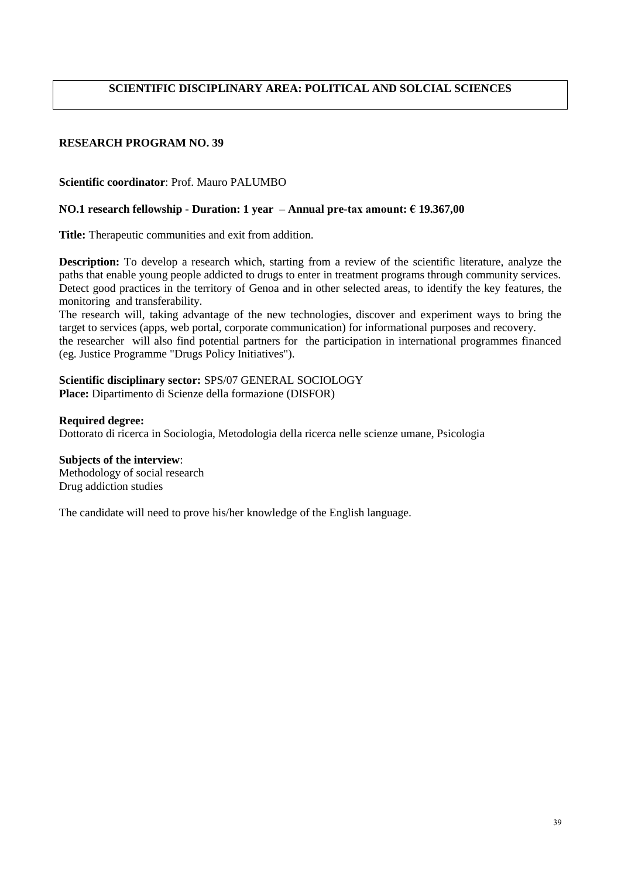## SCIENTIFIC DISCIPLINARY AREA: POLITICAL AND SOLCIAL SCIENCES

### RESEARCH PROGRAM NO. 39

**Scientific coordinator**: Prof. Mauro PALUMBO

**NO.1 research fellowship - Duration: 1 year – Annual pre-tax amount: € 19.367,00**

**Title:** Therapeutic communities and exit from addition.

**Description:** To develop a research which, starting from a review of the scientific literature, analyze the paths that enable young people addicted to drugs to enter in treatment programs through community services. Detect good practices in the territory of Genoa and in other selected areas, to identify the key features, the monitoring and transferability.
The research will, taking advantage of the new technologies, discover and experiment ways to bring the target to services (apps, web portal, corporate communication) for informational purposes and recovery.
the researcher will also find potential partners for the participation in international programmes financed (eg. Justice Programme "Drugs Policy Initiatives").

**Scientific disciplinary sector:** SPS/07 GENERAL SOCIOLOGY
**Place:** Dipartimento di Scienze della formazione (DISFOR)

**Required degree:**
Dottorato di ricerca in Sociologia, Metodologia della ricerca nelle scienze umane, Psicologia

**Subjects of the interview**:
Methodology of social research
Drug addiction studies

The candidate will need to prove his/her knowledge of the English language.